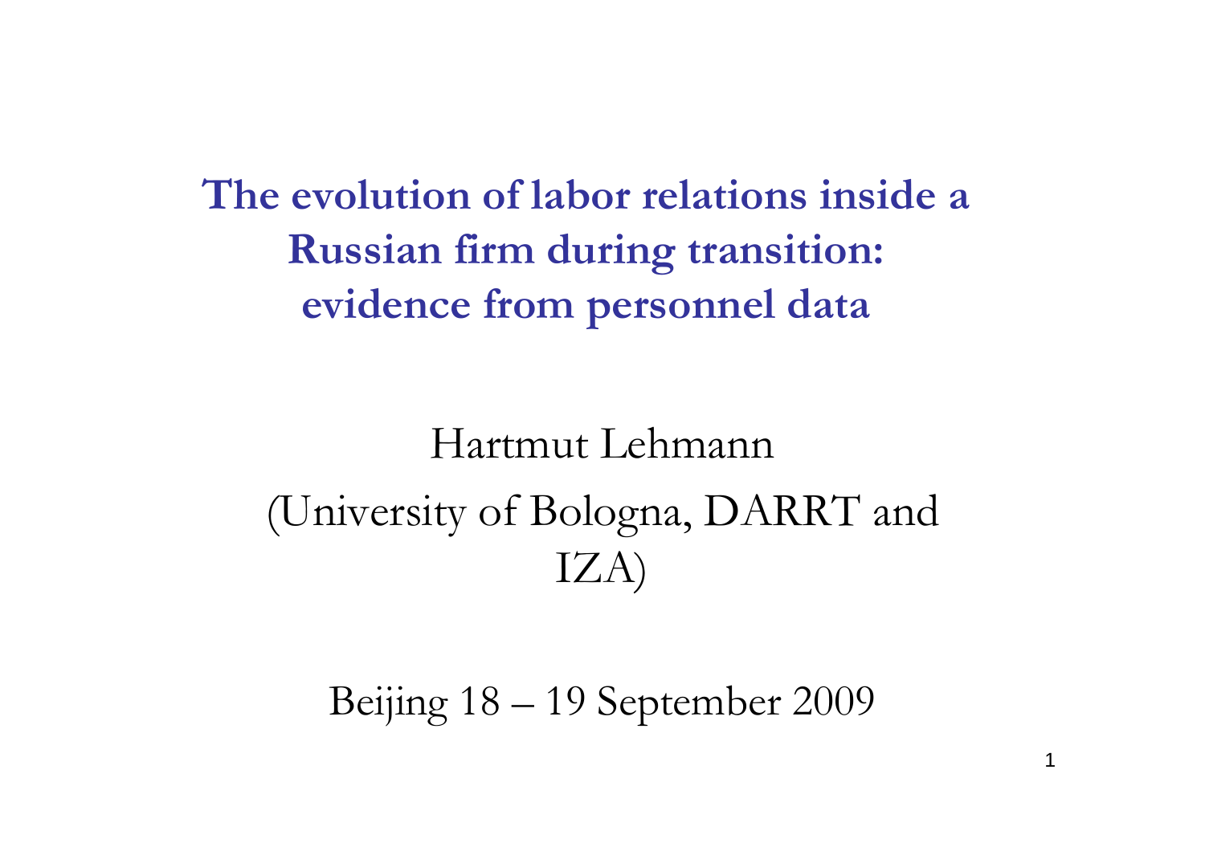# The evolution of labor relations inside a Russian firm during transition: evidence from personnel data

Hartmut Lehmann
(University of Bologna, DARRT and IZA)

Beijing 18 – 19 September 2009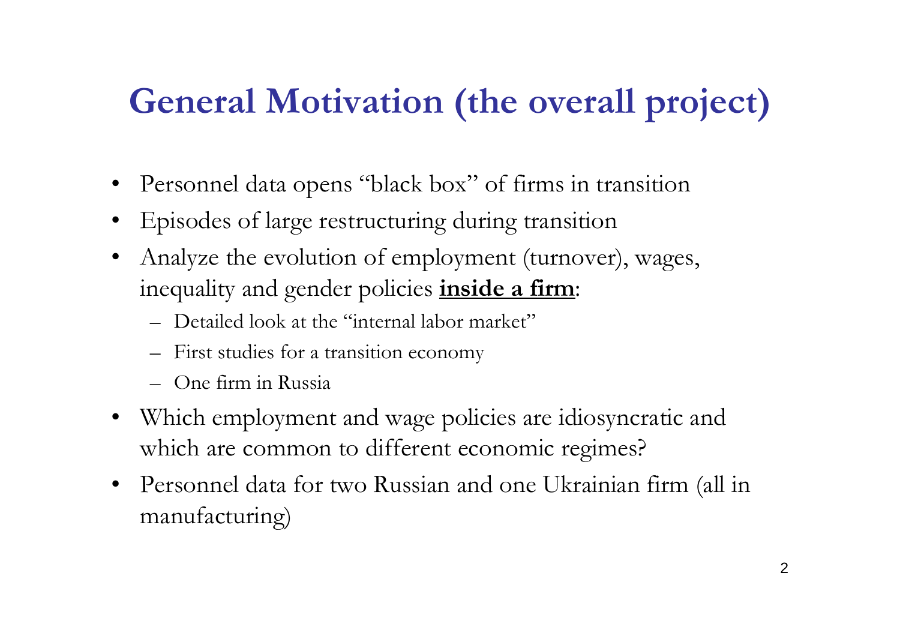# General Motivation (the overall project)

- Personnel data opens "black box" of firms in transition
- Episodes of large restructuring during transition
- Analyze the evolution of employment (turnover), wages, inequality and gender policies **inside a firm**:
  - Detailed look at the "internal labor market"
  - First studies for a transition economy
  - One firm in Russia
- Which employment and wage policies are idiosyncratic and which are common to different economic regimes?
- Personnel data for two Russian and one Ukrainian firm (all in manufacturing)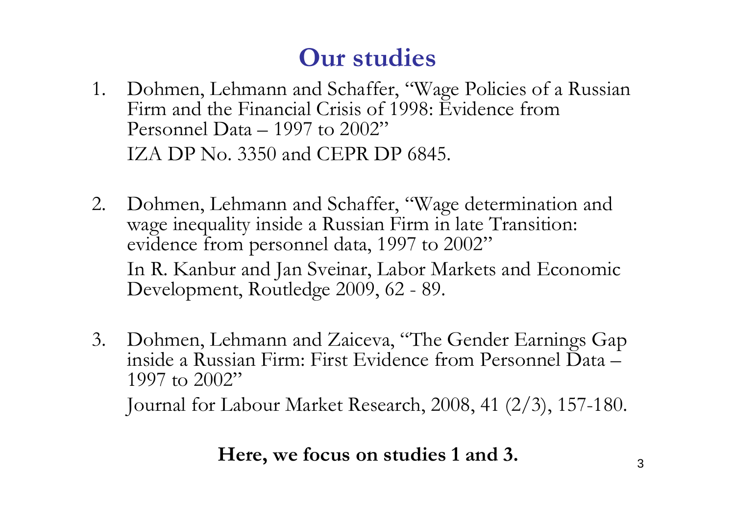# Our studies

1. Dohmen, Lehmann and Schaffer, "Wage Policies of a Russian Firm and the Financial Crisis of 1998: Evidence from Personnel Data – 1997 to 2002"

   IZA DP No. 3350 and CEPR DP 6845.

2. Dohmen, Lehmann and Schaffer, "Wage determination and wage inequality inside a Russian Firm in late Transition: evidence from personnel data, 1997 to 2002"

   In R. Kanbur and Jan Sveinar, Labor Markets and Economic Development, Routledge 2009, 62 - 89.

3. Dohmen, Lehmann and Zaiceva, "The Gender Earnings Gap inside a Russian Firm: First Evidence from Personnel Data – 1997 to 2002"

   Journal for Labour Market Research, 2008, 41 (2/3), 157-180.

**Here, we focus on studies 1 and 3.**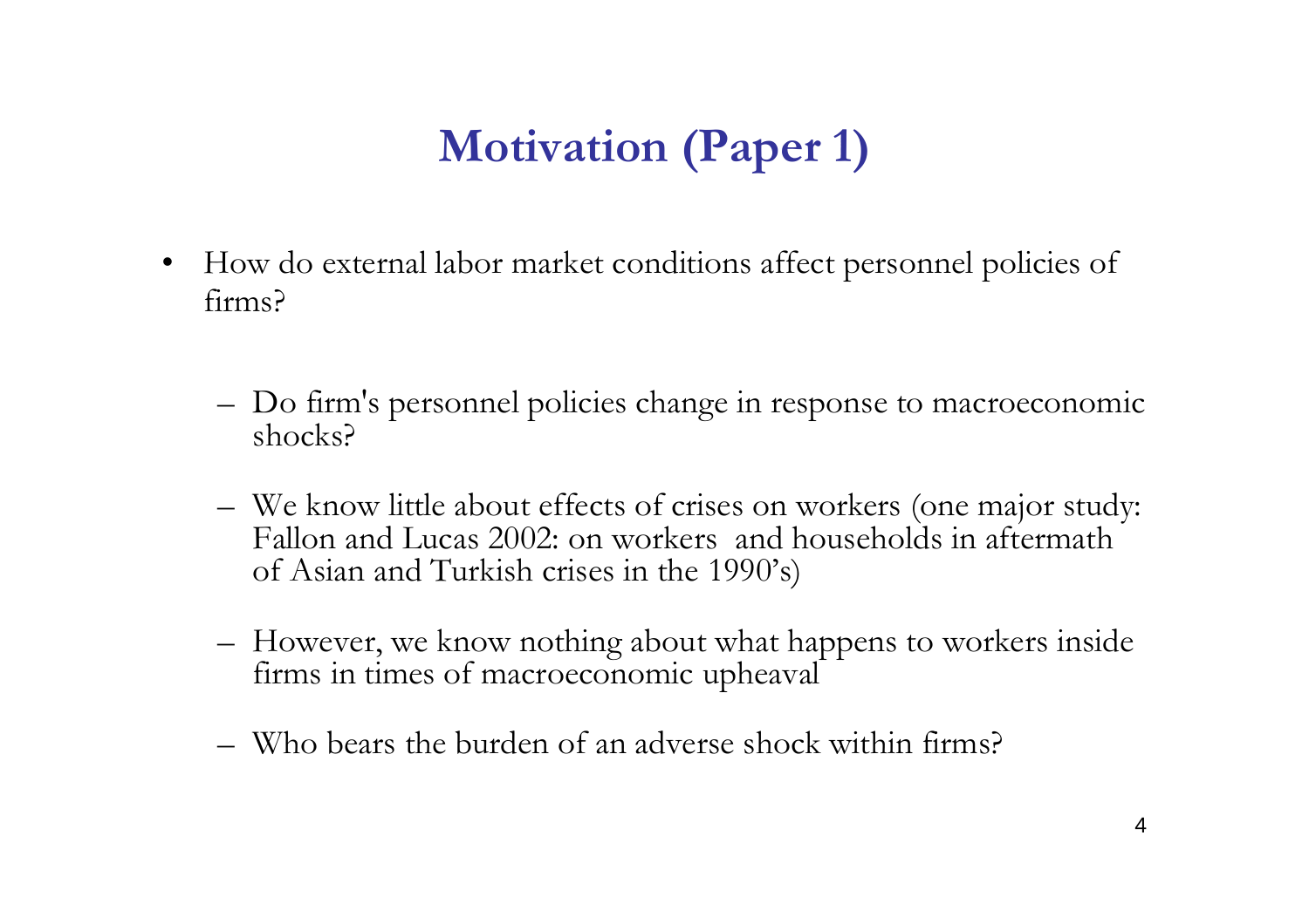# Motivation (Paper 1)

- How do external labor market conditions affect personnel policies of firms?
  - Do firm's personnel policies change in response to macroeconomic shocks?
  - We know little about effects of crises on workers (one major study: Fallon and Lucas 2002: on workers and households in aftermath of Asian and Turkish crises in the 1990's)
  - However, we know nothing about what happens to workers inside firms in times of macroeconomic upheaval
  - Who bears the burden of an adverse shock within firms?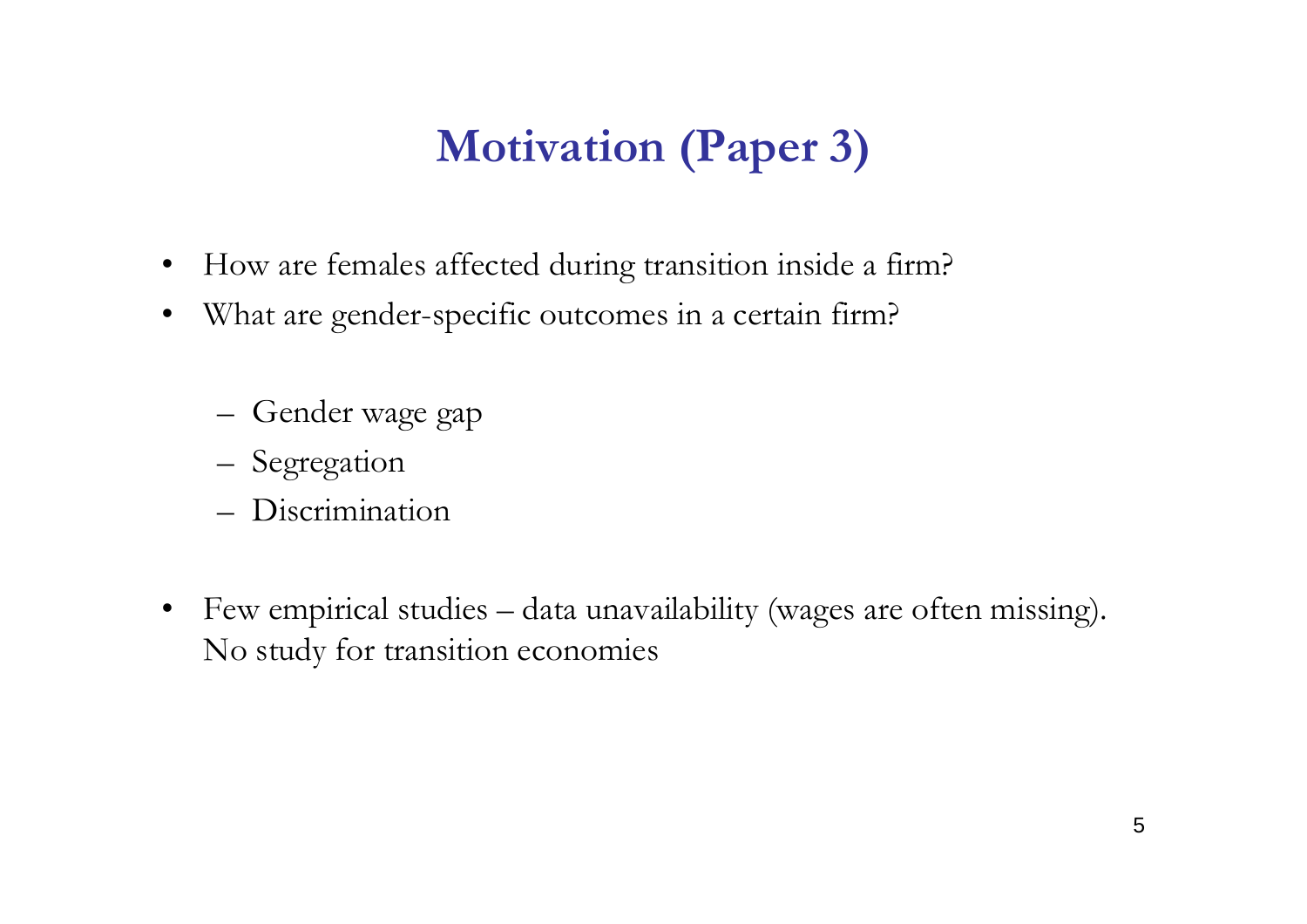# Motivation (Paper 3)

- How are females affected during transition inside a firm?
- What are gender-specific outcomes in a certain firm?
  - Gender wage gap
  - Segregation
  - Discrimination
- Few empirical studies – data unavailability (wages are often missing). No study for transition economies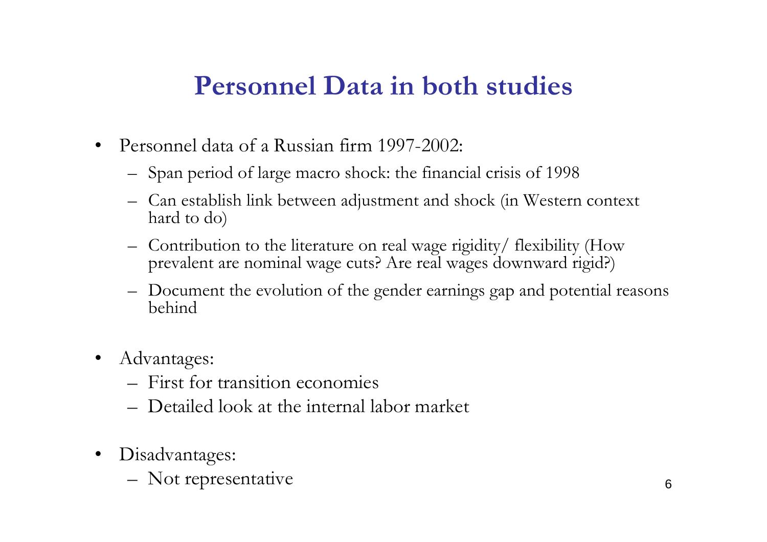# Personnel Data in both studies

- Personnel data of a Russian firm 1997-2002:
  - Span period of large macro shock: the financial crisis of 1998
  - Can establish link between adjustment and shock (in Western context hard to do)
  - Contribution to the literature on real wage rigidity/ flexibility (How prevalent are nominal wage cuts? Are real wages downward rigid?)
  - Document the evolution of the gender earnings gap and potential reasons behind

- Advantages:
  - First for transition economies
  - Detailed look at the internal labor market

- Disadvantages:
  - Not representative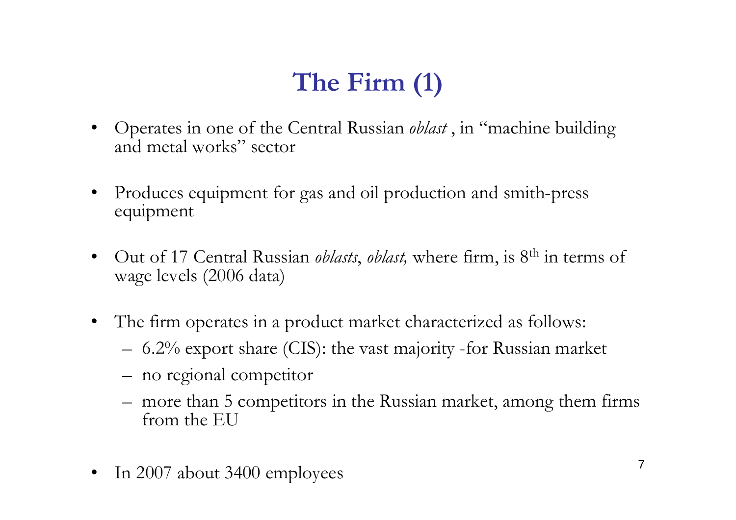# The Firm (1)

- Operates in one of the Central Russian *oblast* , in "machine building and metal works" sector
- Produces equipment for gas and oil production and smith-press equipment
- Out of 17 Central Russian *oblasts*, *oblast,* where firm, is 8$^{th}$ in terms of wage levels (2006 data)
- The firm operates in a product market characterized as follows:
  - 6.2% export share (CIS): the vast majority -for Russian market
  - no regional competitor
  - more than 5 competitors in the Russian market, among them firms from the EU
- In 2007 about 3400 employees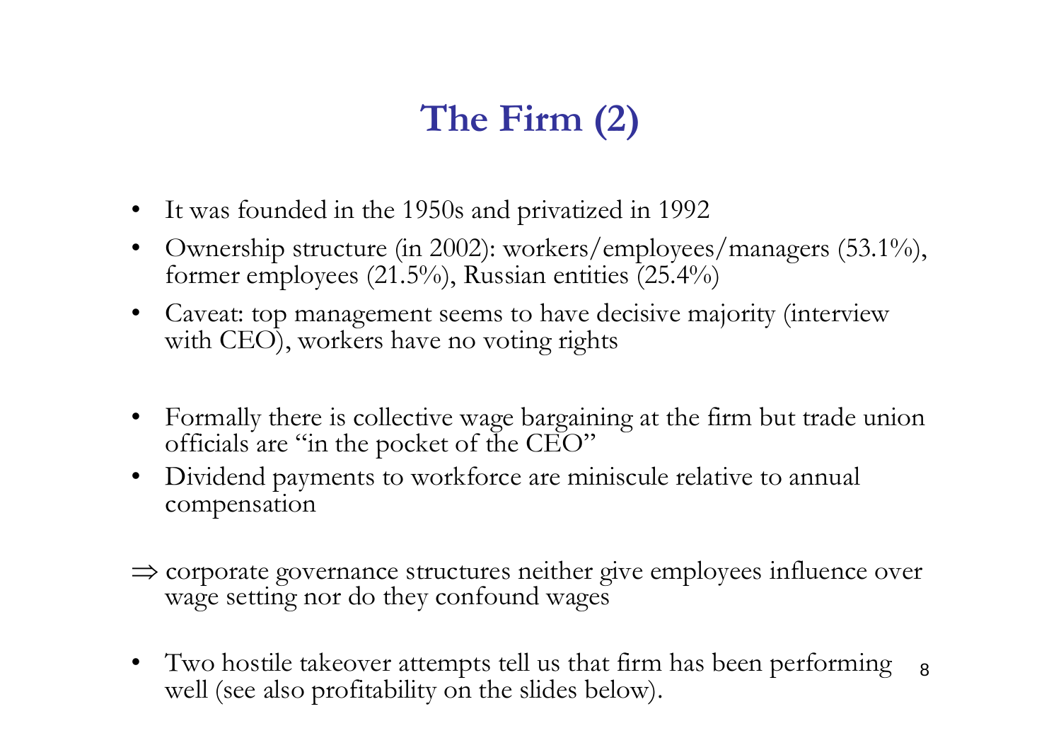# The Firm (2)

- It was founded in the 1950s and privatized in 1992
- Ownership structure (in 2002): workers/employees/managers (53.1%), former employees (21.5%), Russian entities (25.4%)
- Caveat: top management seems to have decisive majority (interview with CEO), workers have no voting rights

- Formally there is collective wage bargaining at the firm but trade union officials are "in the pocket of the CEO"
- Dividend payments to workforce are miniscule relative to annual compensation

$\Rightarrow$ corporate governance structures neither give employees influence over wage setting nor do they confound wages

- Two hostile takeover attempts tell us that firm has been performing well (see also profitability on the slides below).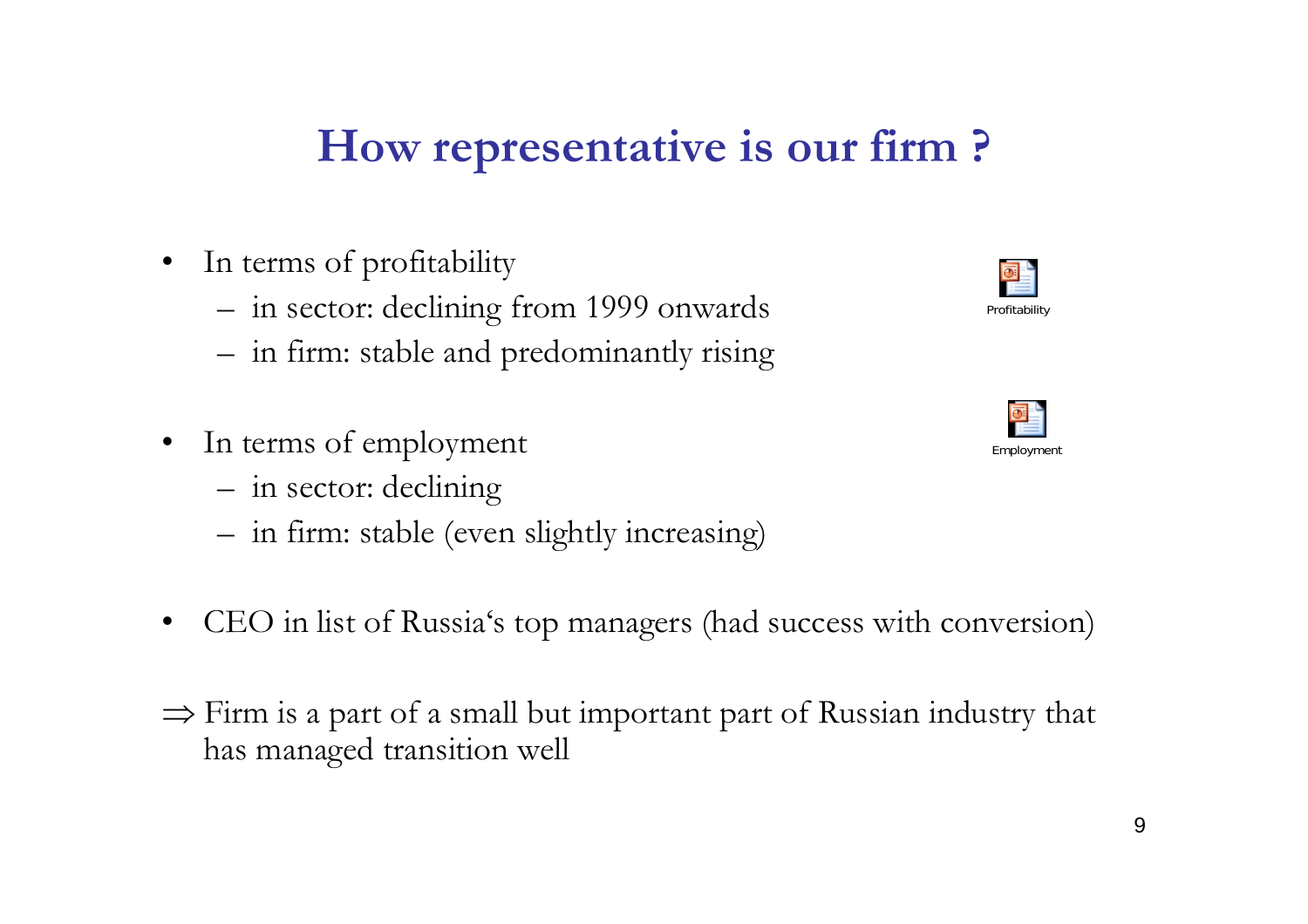# How representative is our firm ?

- In terms of profitability
  - in sector: declining from 1999 onwards
  - in firm: stable and predominantly rising

Profitability

- In terms of employment
  - in sector: declining
  - in firm: stable (even slightly increasing)

Employment

- CEO in list of Russia's top managers (had success with conversion)

⇒ Firm is a part of a small but important part of Russian industry that has managed transition well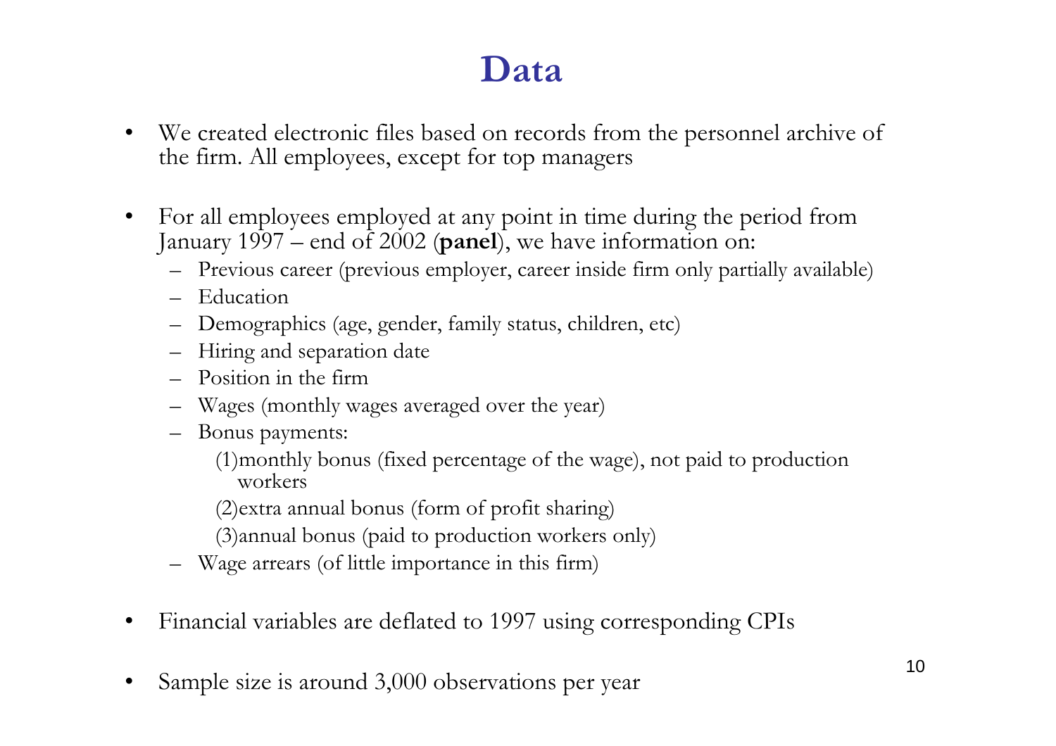# Data

- We created electronic files based on records from the personnel archive of the firm. All employees, except for top managers
- For all employees employed at any point in time during the period from January 1997 – end of 2002 (**panel**), we have information on:
  - Previous career (previous employer, career inside firm only partially available)
  - Education
  - Demographics (age, gender, family status, children, etc)
  - Hiring and separation date
  - Position in the firm
  - Wages (monthly wages averaged over the year)
  - Bonus payments:
    1. monthly bonus (fixed percentage of the wage), not paid to production workers
    2. extra annual bonus (form of profit sharing)
    3. annual bonus (paid to production workers only)
  - Wage arrears (of little importance in this firm)
- Financial variables are deflated to 1997 using corresponding CPIs
- Sample size is around 3,000 observations per year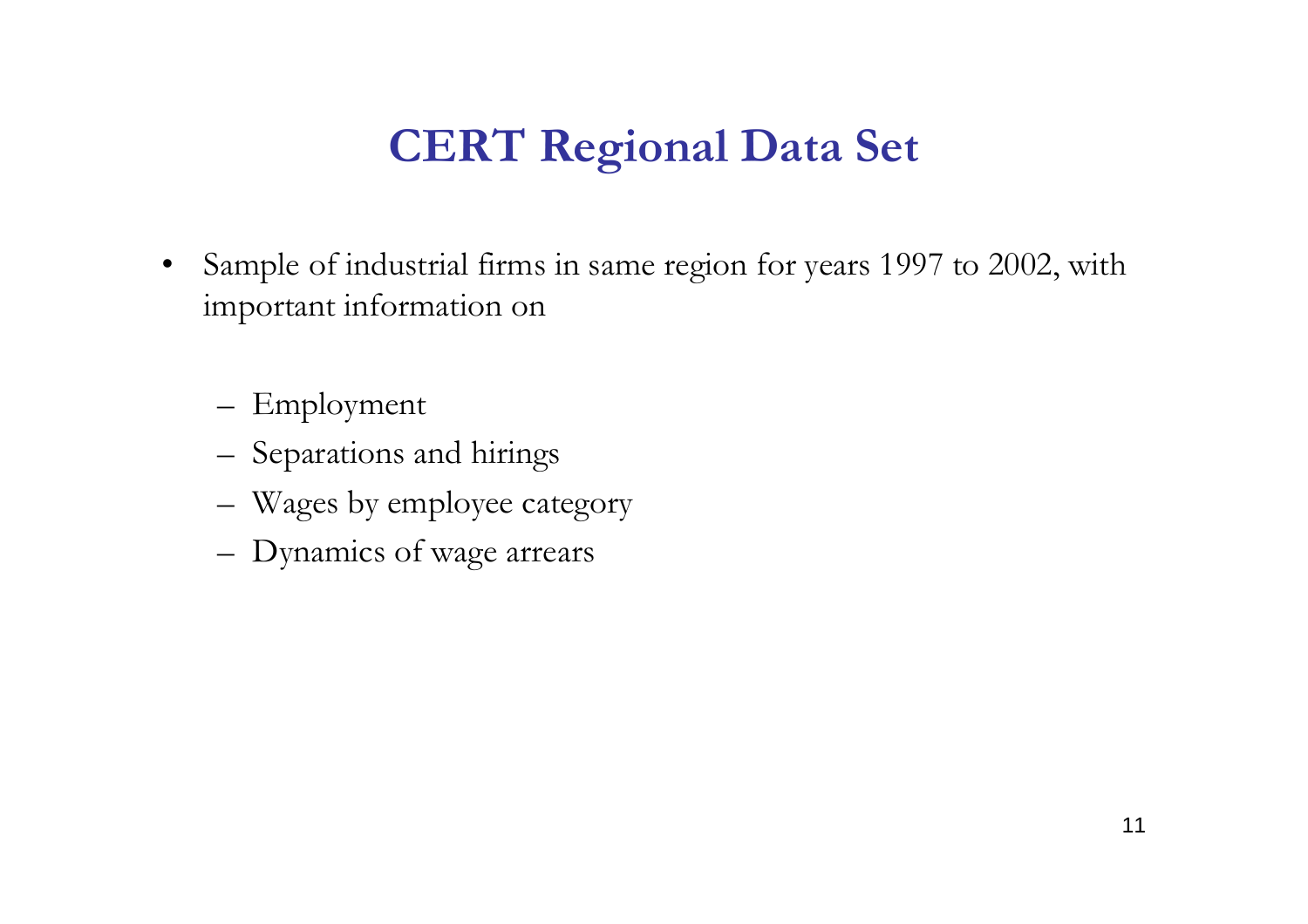# CERT Regional Data Set

- Sample of industrial firms in same region for years 1997 to 2002, with important information on
  - Employment
  - Separations and hirings
  - Wages by employee category
  - Dynamics of wage arrears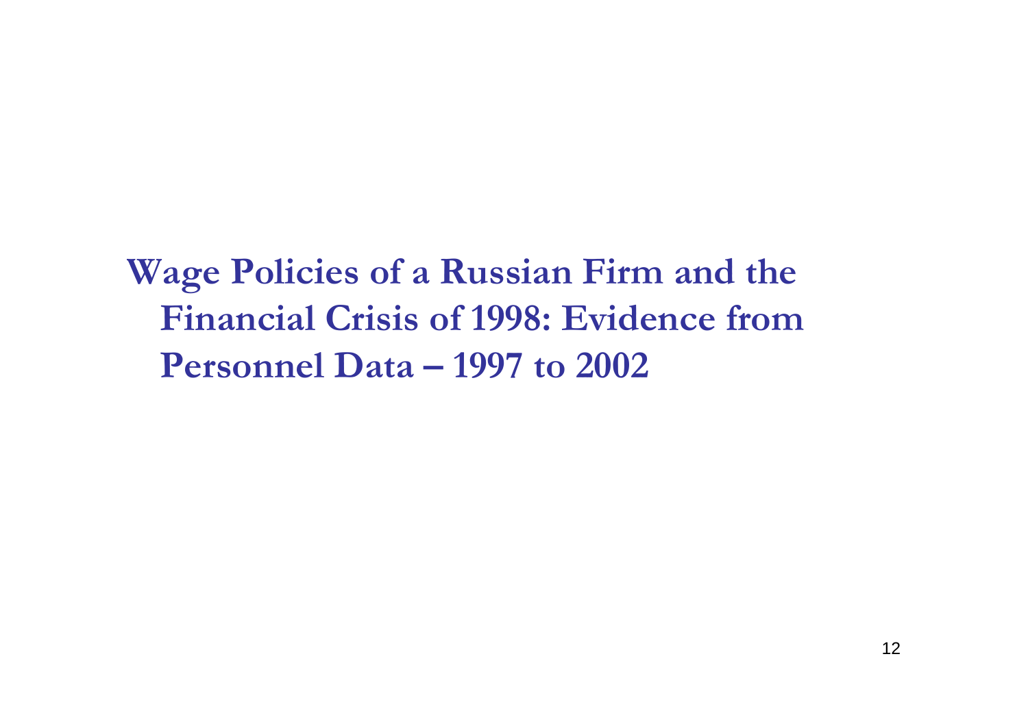# Wage Policies of a Russian Firm and the Financial Crisis of 1998: Evidence from Personnel Data – 1997 to 2002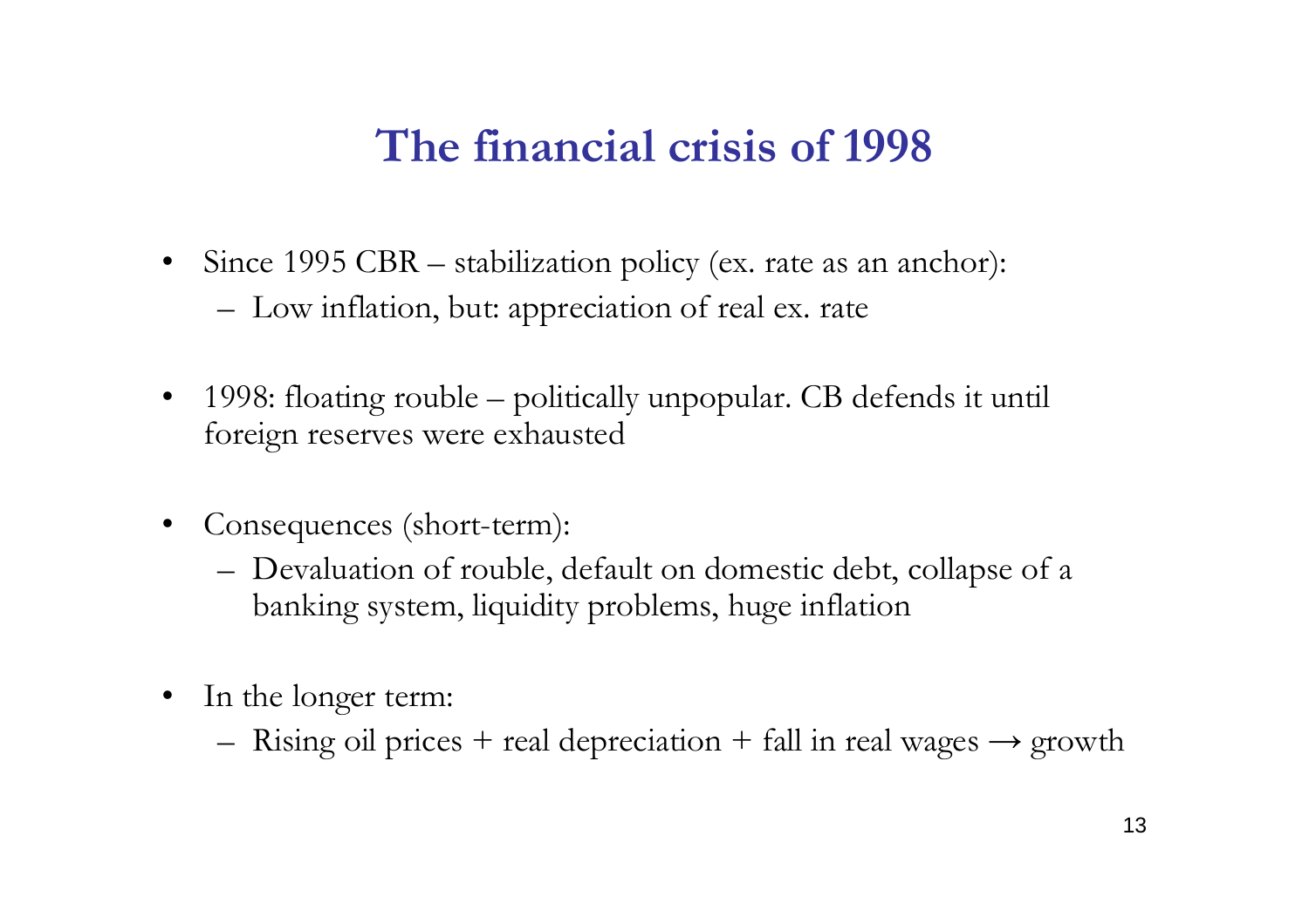# The financial crisis of 1998

- Since 1995 CBR – stabilization policy (ex. rate as an anchor):
  - Low inflation, but: appreciation of real ex. rate
- 1998: floating rouble – politically unpopular. CB defends it until foreign reserves were exhausted
- Consequences (short-term):
  - Devaluation of rouble, default on domestic debt, collapse of a banking system, liquidity problems, huge inflation
- In the longer term:
  - Rising oil prices + real depreciation + fall in real wages → growth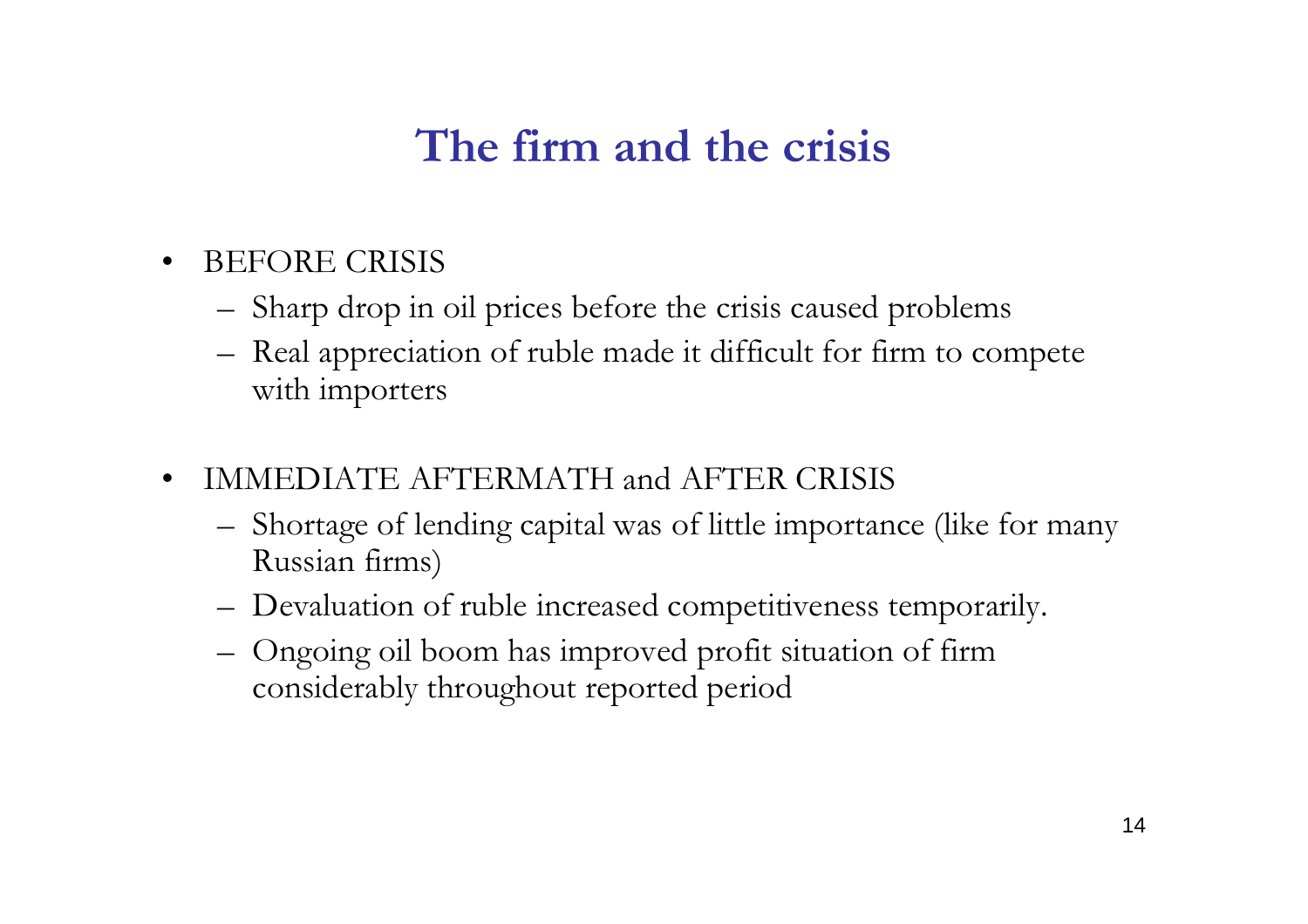# The firm and the crisis

- BEFORE CRISIS
  - Sharp drop in oil prices before the crisis caused problems
  - Real appreciation of ruble made it difficult for firm to compete with importers

- IMMEDIATE AFTERMATH and AFTER CRISIS
  - Shortage of lending capital was of little importance (like for many Russian firms)
  - Devaluation of ruble increased competitiveness temporarily.
  - Ongoing oil boom has improved profit situation of firm considerably throughout reported period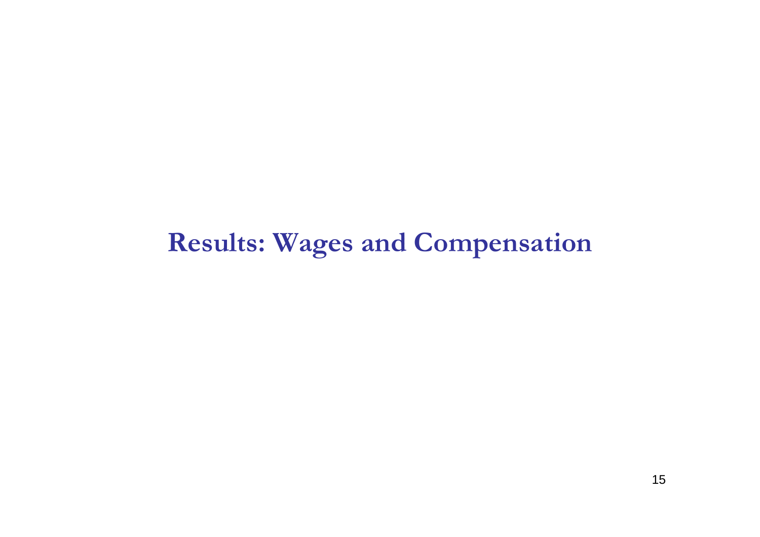# Results: Wages and Compensation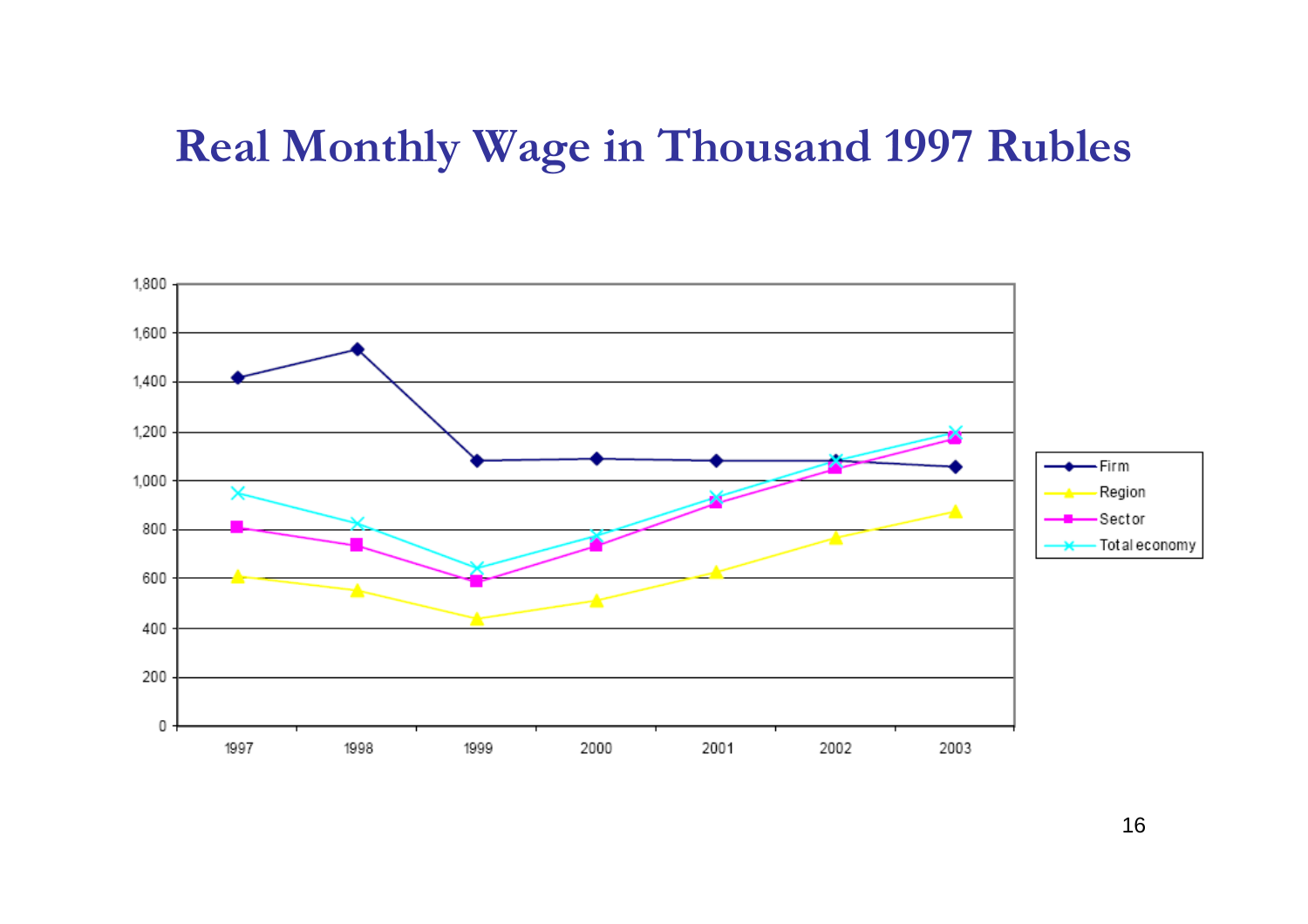# Real Monthly Wage in Thousand 1997 Rubles

1,800
1,600
1,400
1,200
1,000
800
600
400
200
0

1997
1998
1999
2000
2001
2002
2003

Firm
Region
Sector
Total economy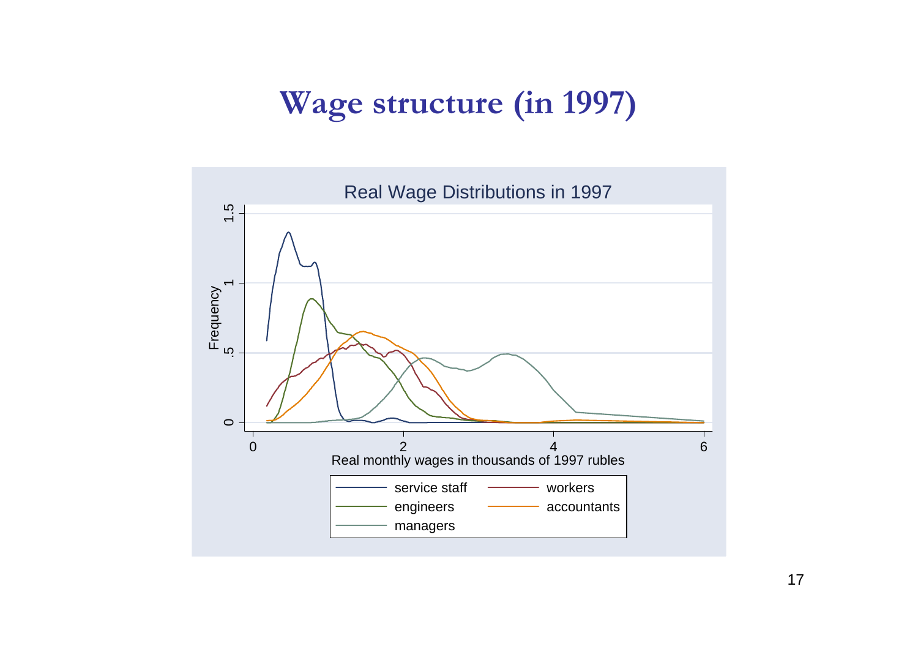# Wage structure (in 1997)

Real Wage Distributions in 1997

Frequency

0

.5

1

1.5

0

2

4

6

Real monthly wages in thousands of 1997 rubles

service staff

workers

engineers

accountants

managers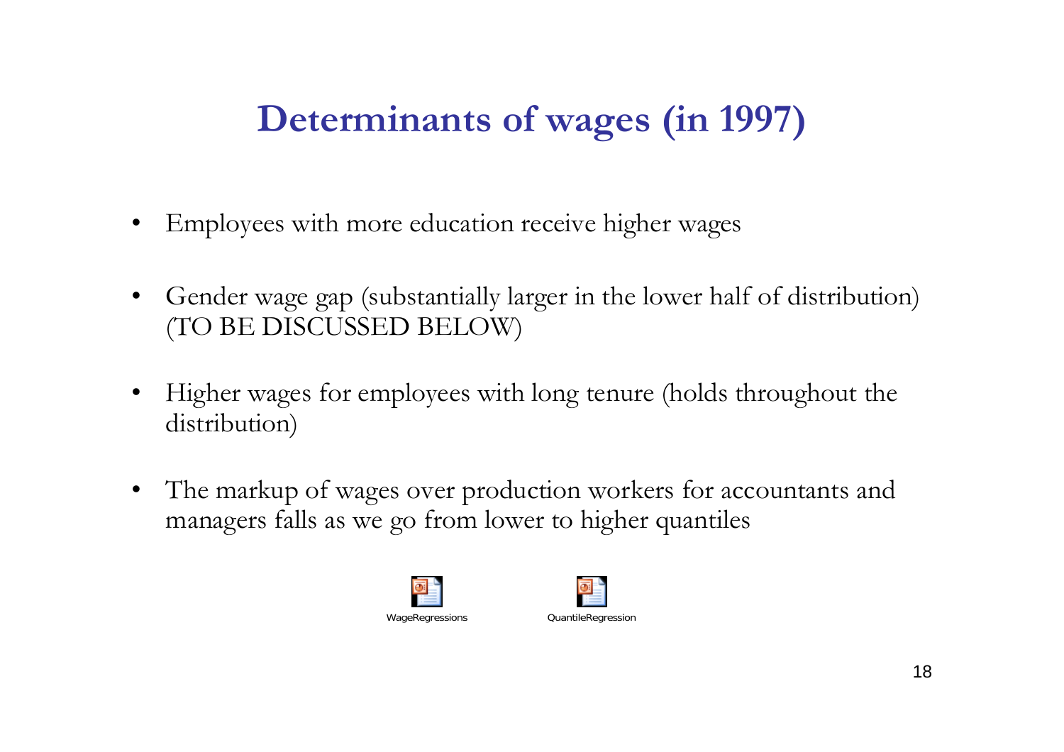# Determinants of wages (in 1997)

- Employees with more education receive higher wages
- Gender wage gap (substantially larger in the lower half of distribution) (TO BE DISCUSSED BELOW)
- Higher wages for employees with long tenure (holds throughout the distribution)
- The markup of wages over production workers for accountants and managers falls as we go from lower to higher quantiles

WageRegressions

QuantileRegression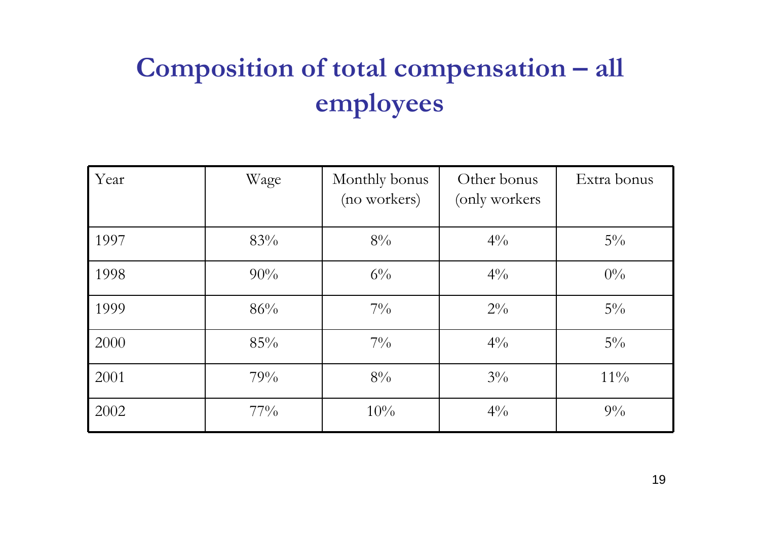# Composition of total compensation – all employees

| Year | Wage | Monthly bonus (no workers) | Other bonus (only workers | Extra bonus |
|---|---|---|---|---|
| 1997 | 83% | 8% | 4% | 5% |
| 1998 | 90% | 6% | 4% | 0% |
| 1999 | 86% | 7% | 2% | 5% |
| 2000 | 85% | 7% | 4% | 5% |
| 2001 | 79% | 8% | 3% | 11% |
| 2002 | 77% | 10% | 4% | 9% |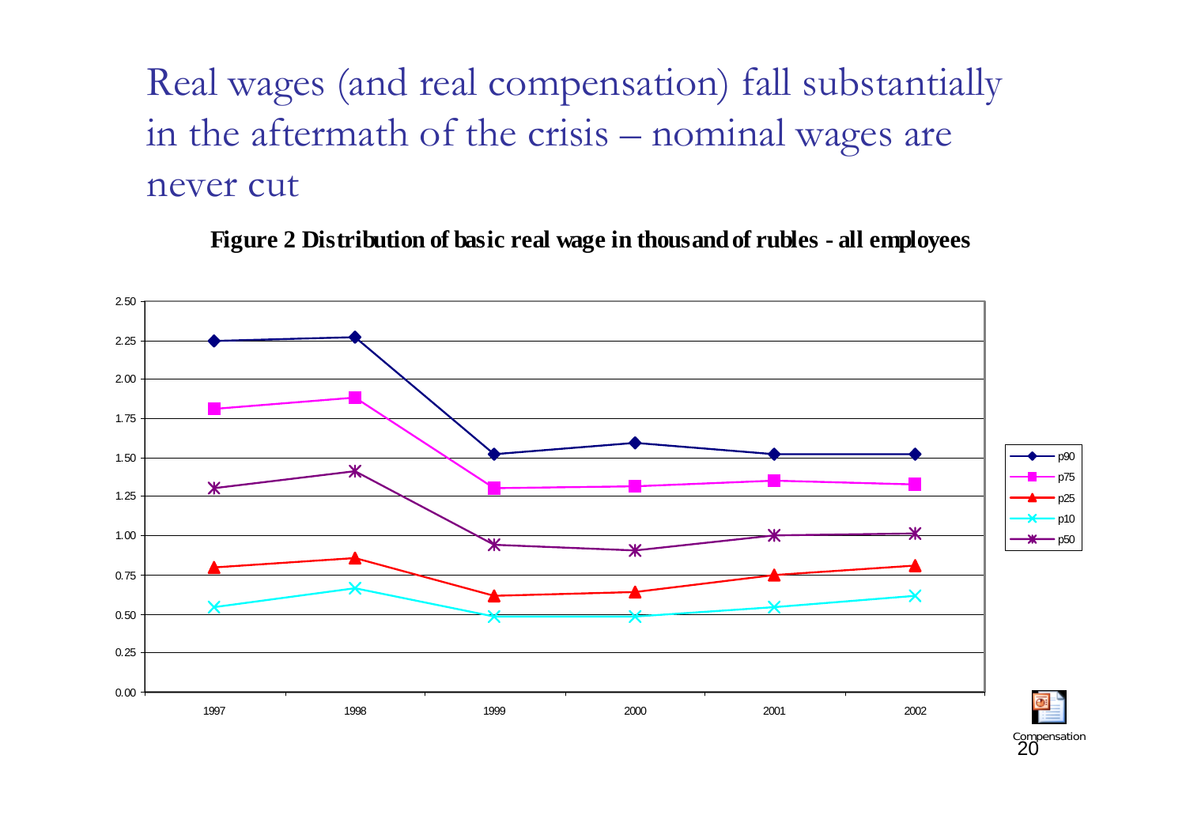# Real wages (and real compensation) fall substantially in the aftermath of the crisis – nominal wages are never cut

**Figure 2 Distribution of basic real wage in thousand of rubles - all employees**

2.50
2.25
2.00
1.75
1.50
1.25
1.00
0.75
0.50
0.25
0.00

1997 1998 1999 2000 2001 2002

p90
p75
p25
p10
p50

Compensation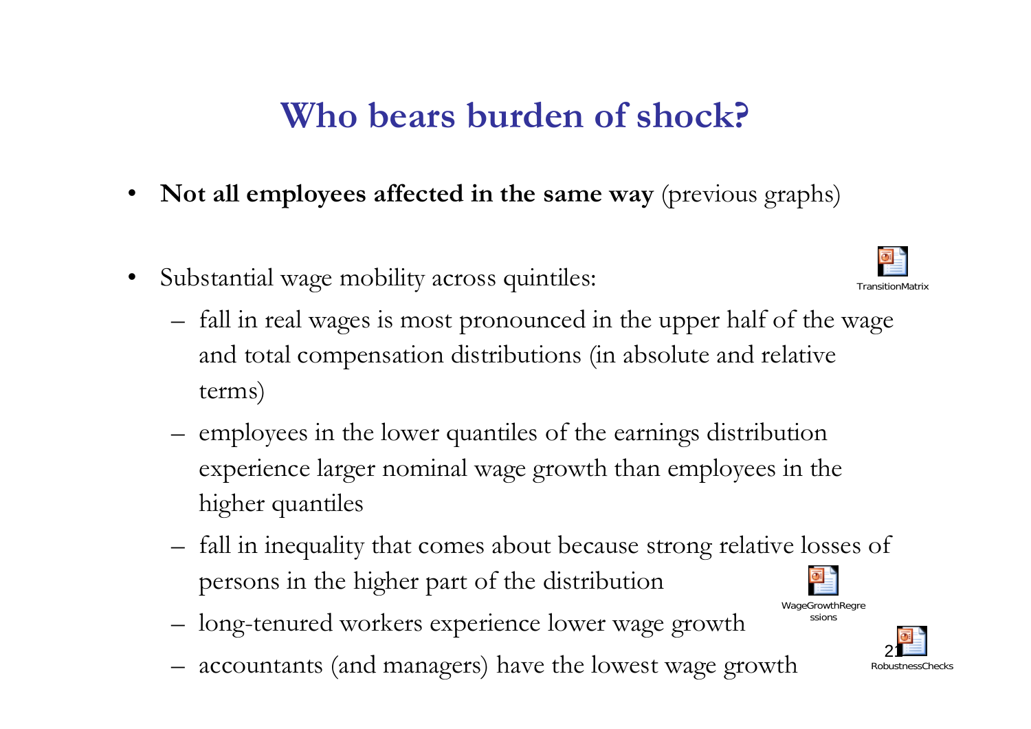# Who bears burden of shock?

- **Not all employees affected in the same way** (previous graphs)

- Substantial wage mobility across quintiles:
  - fall in real wages is most pronounced in the upper half of the wage and total compensation distributions (in absolute and relative terms)
  - employees in the lower quantiles of the earnings distribution experience larger nominal wage growth than employees in the higher quantiles
  - fall in inequality that comes about because strong relative losses of persons in the higher part of the distribution
  - long-tenured workers experience lower wage growth
  - accountants (and managers) have the lowest wage growth

TransitionMatrix

WageGrowthRegressions

RobustnessChecks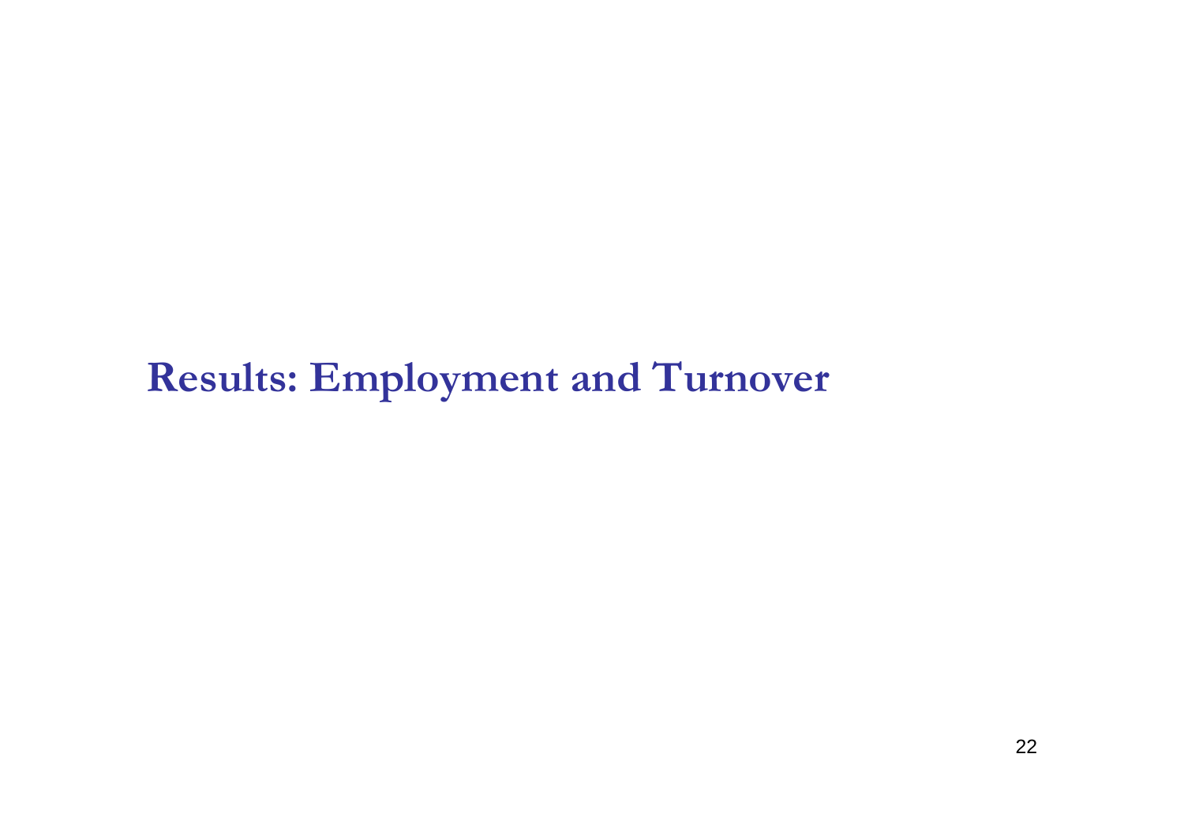# Results: Employment and Turnover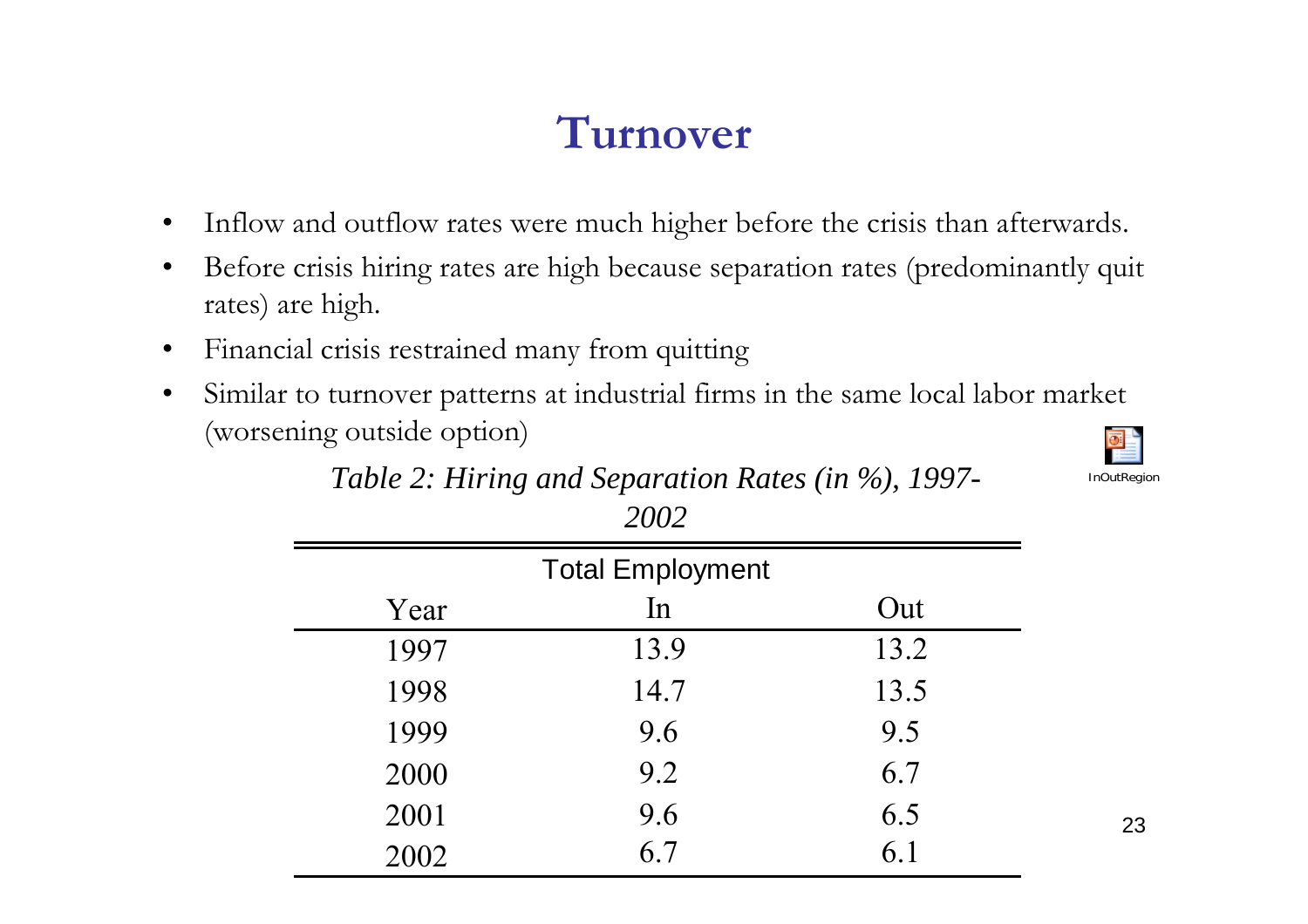# Turnover

- Inflow and outflow rates were much higher before the crisis than afterwards.
- Before crisis hiring rates are high because separation rates (predominantly quit rates) are high.
- Financial crisis restrained many from quitting
- Similar to turnover patterns at industrial firms in the same local labor market (worsening outside option)

InOutRegion

*Table 2: Hiring and Separation Rates (in %), 1997-2002*

| | Total Employment | |
|---|---|---|
| Year | In | Out |
| 1997 | 13.9 | 13.2 |
| 1998 | 14.7 | 13.5 |
| 1999 | 9.6 | 9.5 |
| 2000 | 9.2 | 6.7 |
| 2001 | 9.6 | 6.5 |
| 2002 | 6.7 | 6.1 |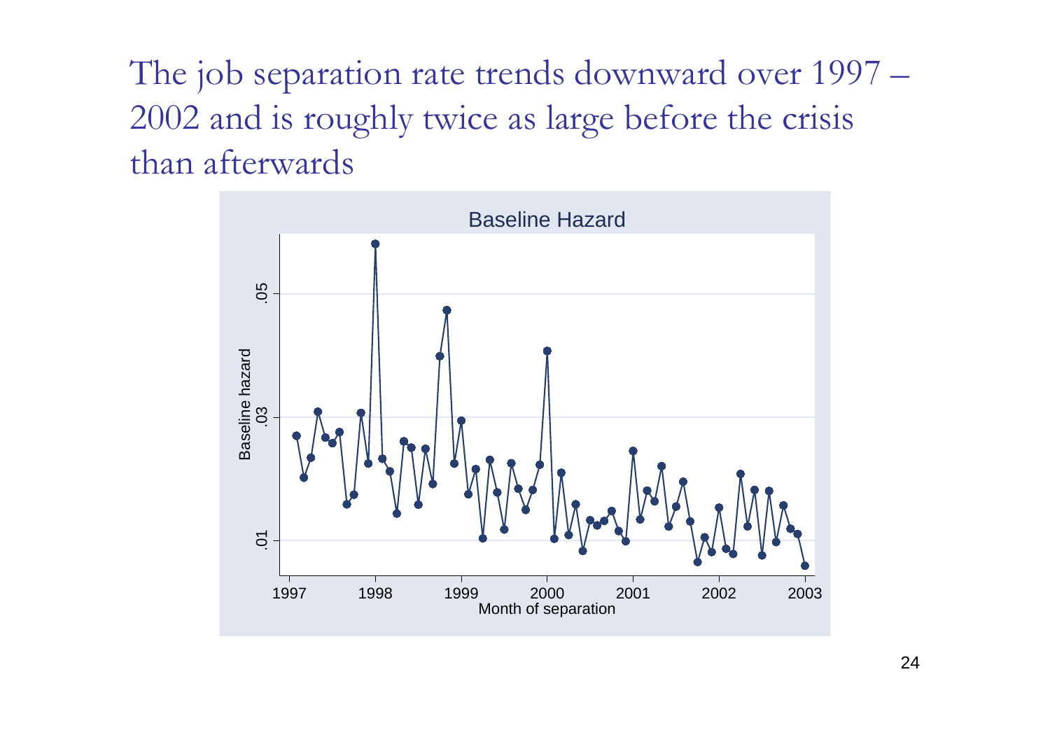# The job separation rate trends downward over 1997 – 2002 and is roughly twice as large before the crisis than afterwards

Baseline Hazard

Baseline hazard

.05

.03

.01

1997
1998
1999
2000
2001
2002
2003

Month of separation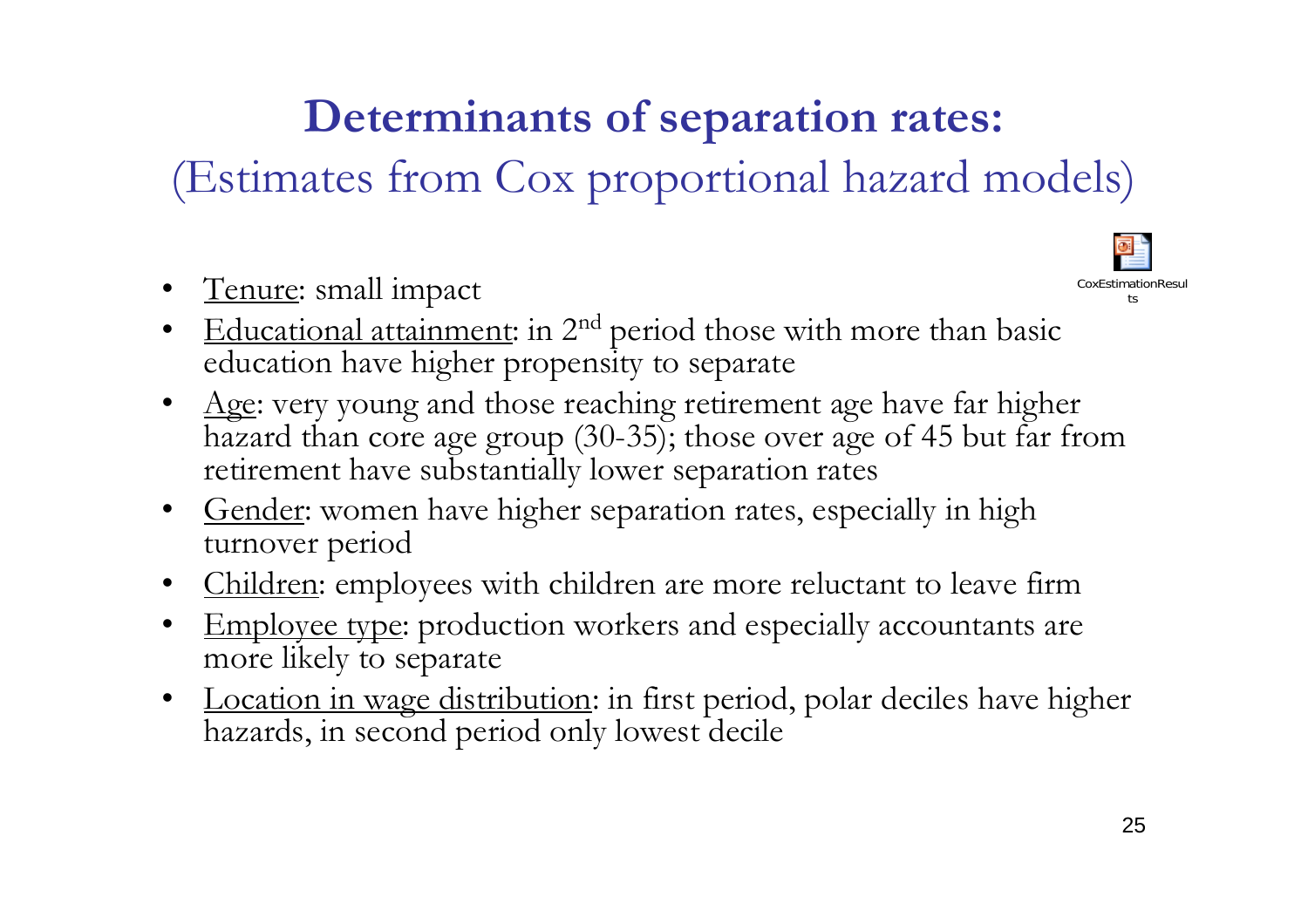# Determinants of separation rates:

## (Estimates from Cox proportional hazard models)

CoxEstimationResults

- Tenure: small impact
- Educational attainment: in 2nd period those with more than basic education have higher propensity to separate
- Age: very young and those reaching retirement age have far higher hazard than core age group (30-35); those over age of 45 but far from retirement have substantially lower separation rates
- Gender: women have higher separation rates, especially in high turnover period
- Children: employees with children are more reluctant to leave firm
- Employee type: production workers and especially accountants are more likely to separate
- Location in wage distribution: in first period, polar deciles have higher hazards, in second period only lowest decile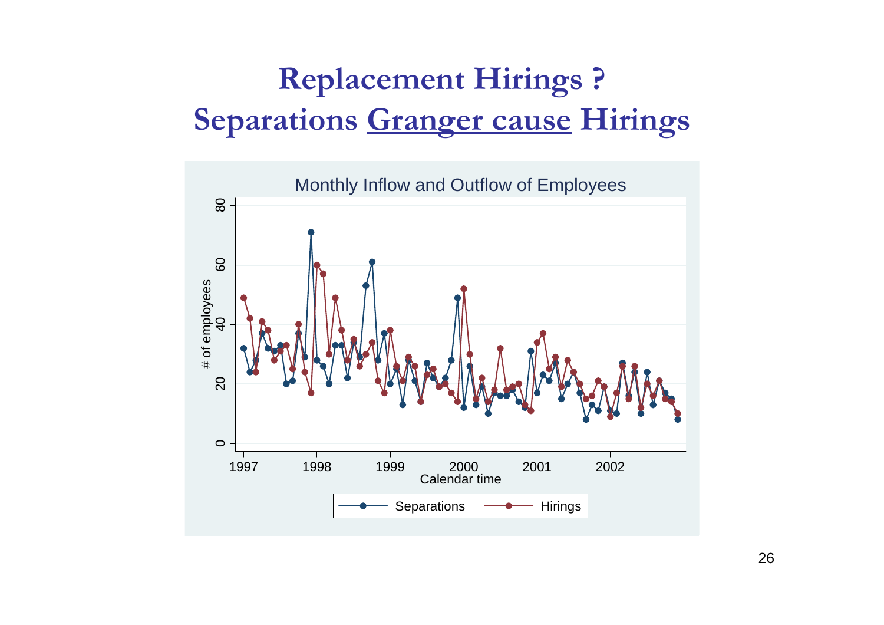# Replacement Hirings ? Separations Granger cause Hirings

Monthly Inflow and Outflow of Employees

# of employees

0
20
40
60
80

1997
1998
1999
2000
2001
2002

Calendar time

Separations
Hirings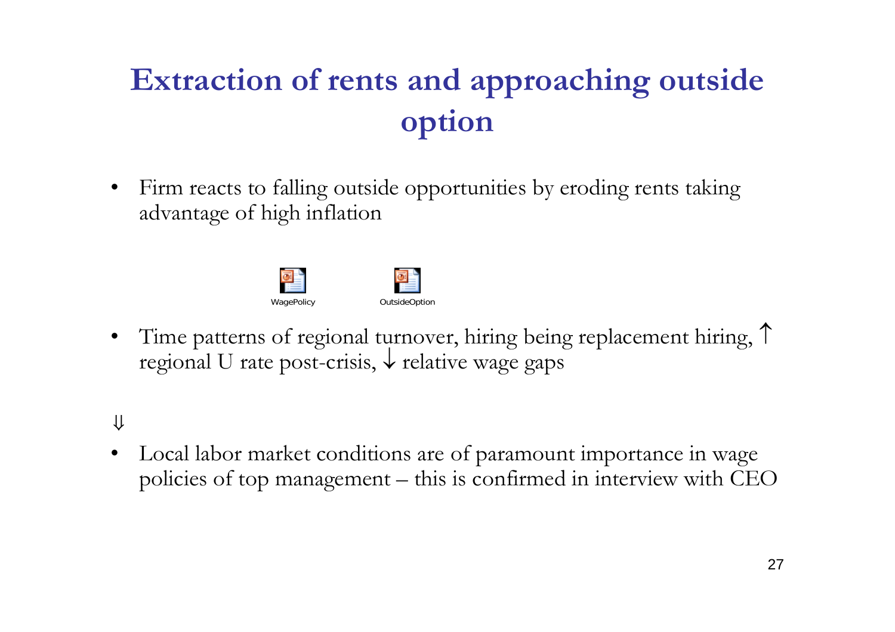# Extraction of rents and approaching outside option

- Firm reacts to falling outside opportunities by eroding rents taking advantage of high inflation

WagePolicy OutsideOption

- Time patterns of regional turnover, hiring being replacement hiring, ↑ regional U rate post-crisis, ↓ relative wage gaps

⇓

- Local labor market conditions are of paramount importance in wage policies of top management – this is confirmed in interview with CEO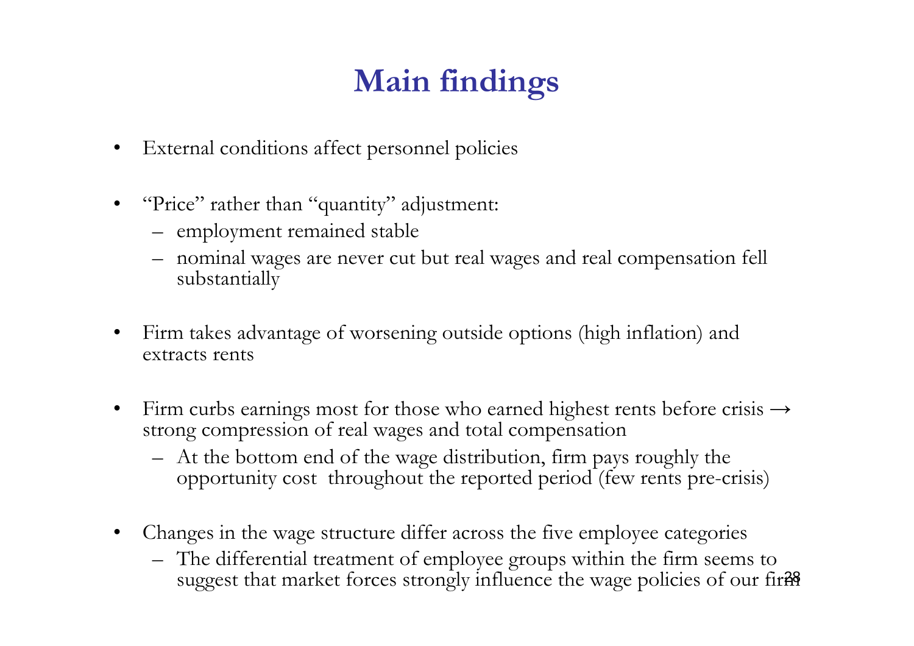# Main findings

- External conditions affect personnel policies
- "Price" rather than "quantity" adjustment:
  - employment remained stable
  - nominal wages are never cut but real wages and real compensation fell substantially
- Firm takes advantage of worsening outside options (high inflation) and extracts rents
- Firm curbs earnings most for those who earned highest rents before crisis → strong compression of real wages and total compensation
  - At the bottom end of the wage distribution, firm pays roughly the opportunity cost throughout the reported period (few rents pre-crisis)
- Changes in the wage structure differ across the five employee categories
  - The differential treatment of employee groups within the firm seems to suggest that market forces strongly influence the wage policies of our firm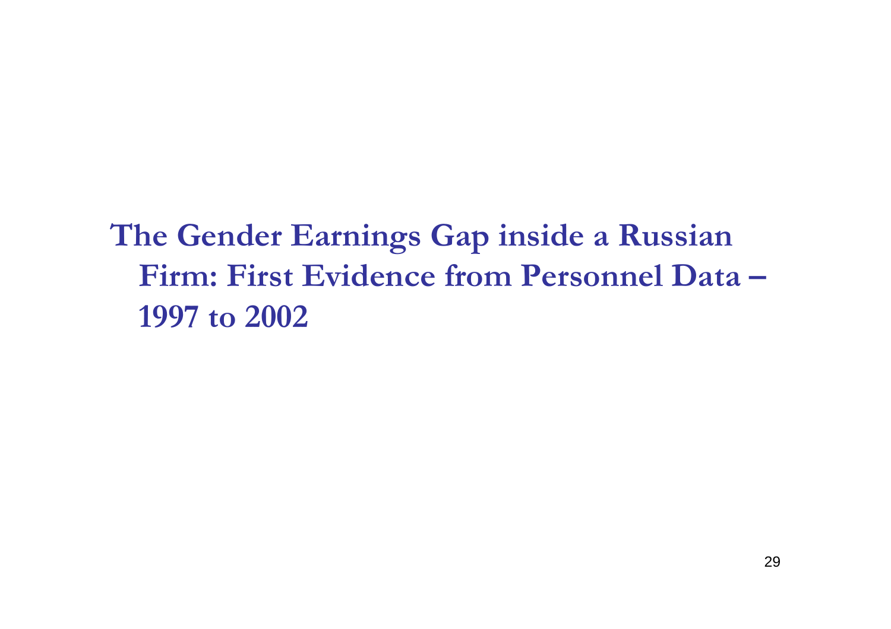# The Gender Earnings Gap inside a Russian Firm: First Evidence from Personnel Data – 1997 to 2002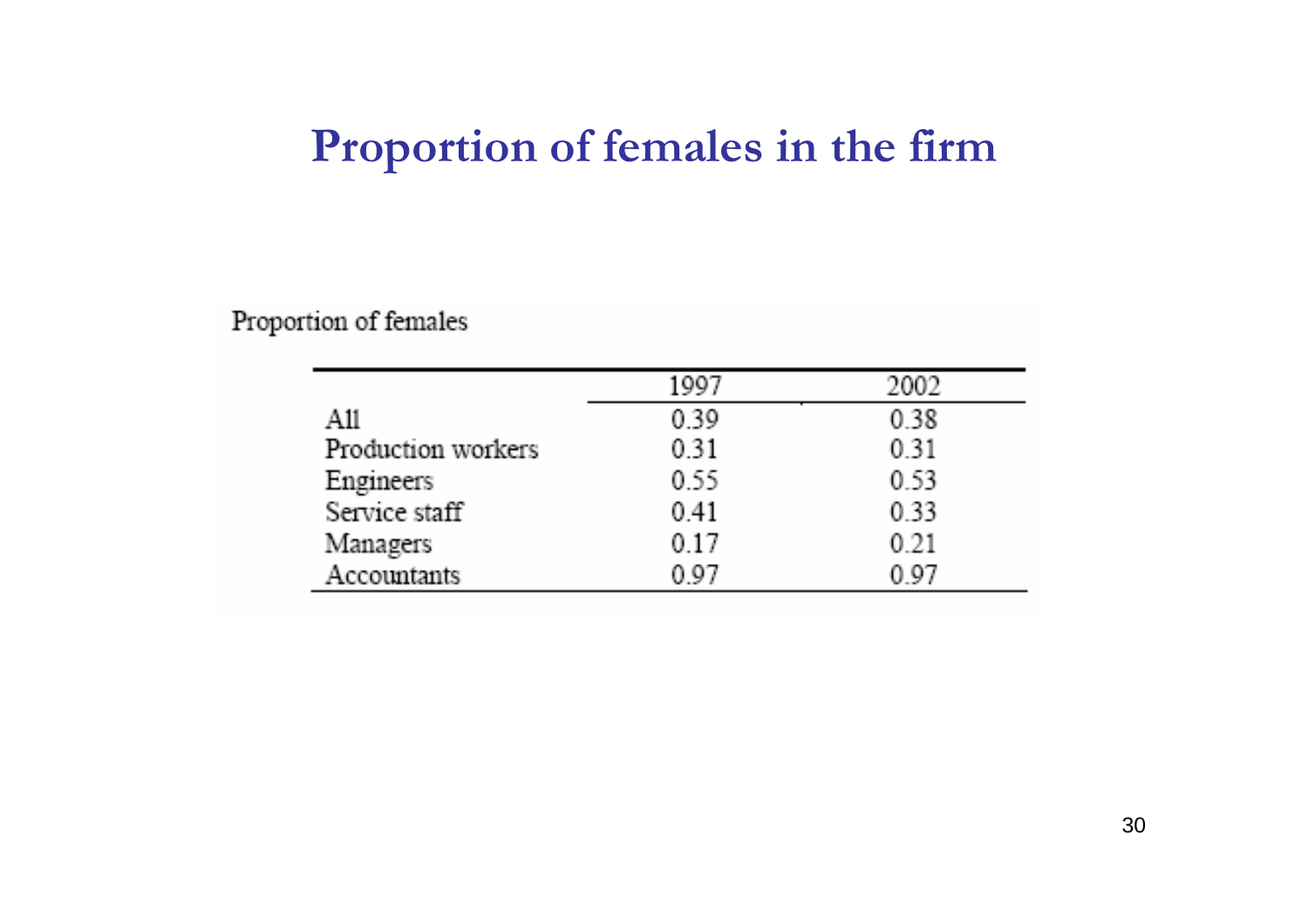# Proportion of females in the firm

Proportion of females

| | 1997 | 2002 |
|---|---|---|
| All | 0.39 | 0.38 |
| Production workers | 0.31 | 0.31 |
| Engineers | 0.55 | 0.53 |
| Service staff | 0.41 | 0.33 |
| Managers | 0.17 | 0.21 |
| Accountants | 0.97 | 0.97 |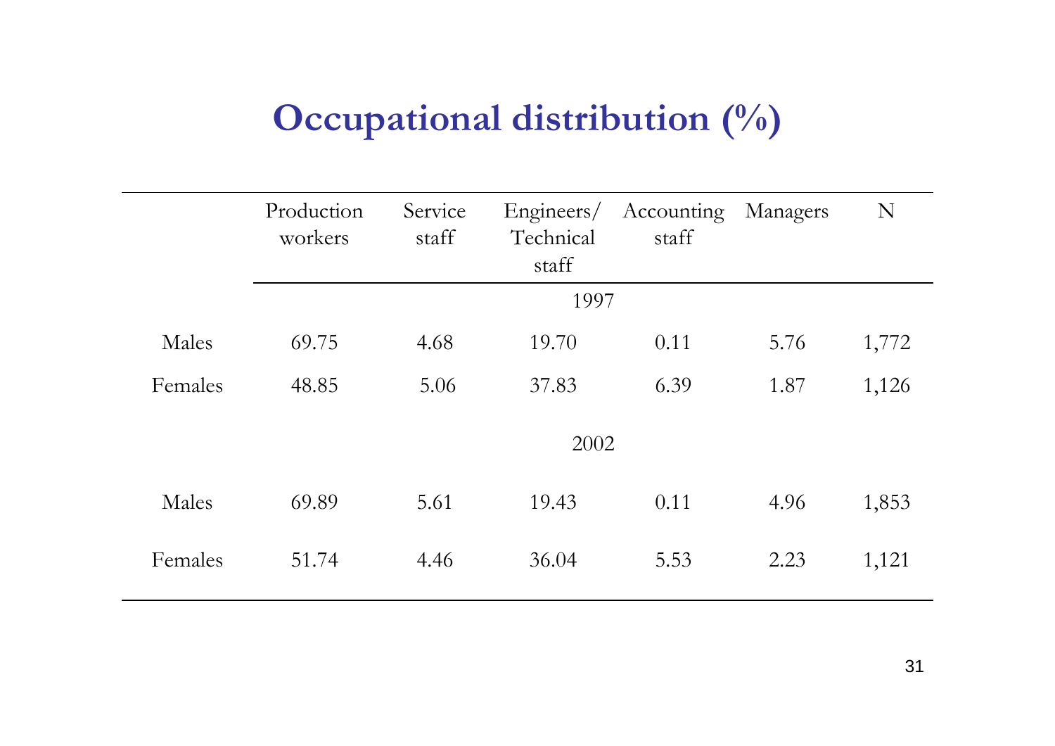# Occupational distribution (%)

| | Production workers | Service staff | Engineers/ Technical staff | Accounting staff | Managers | N |
|---|---|---|---|---|---|---|
| | | | 1997 | | | |
| Males | 69.75 | 4.68 | 19.70 | 0.11 | 5.76 | 1,772 |
| Females | 48.85 | 5.06 | 37.83 | 6.39 | 1.87 | 1,126 |
| | | | 2002 | | | |
| Males | 69.89 | 5.61 | 19.43 | 0.11 | 4.96 | 1,853 |
| Females | 51.74 | 4.46 | 36.04 | 5.53 | 2.23 | 1,121 |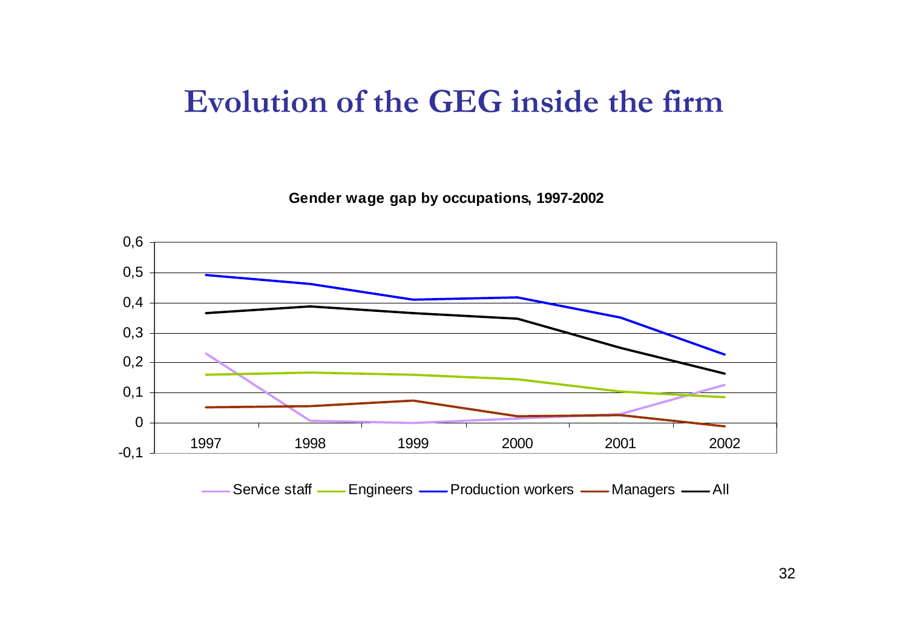# Evolution of the GEG inside the firm

**Gender wage gap by occupations, 1997-2002**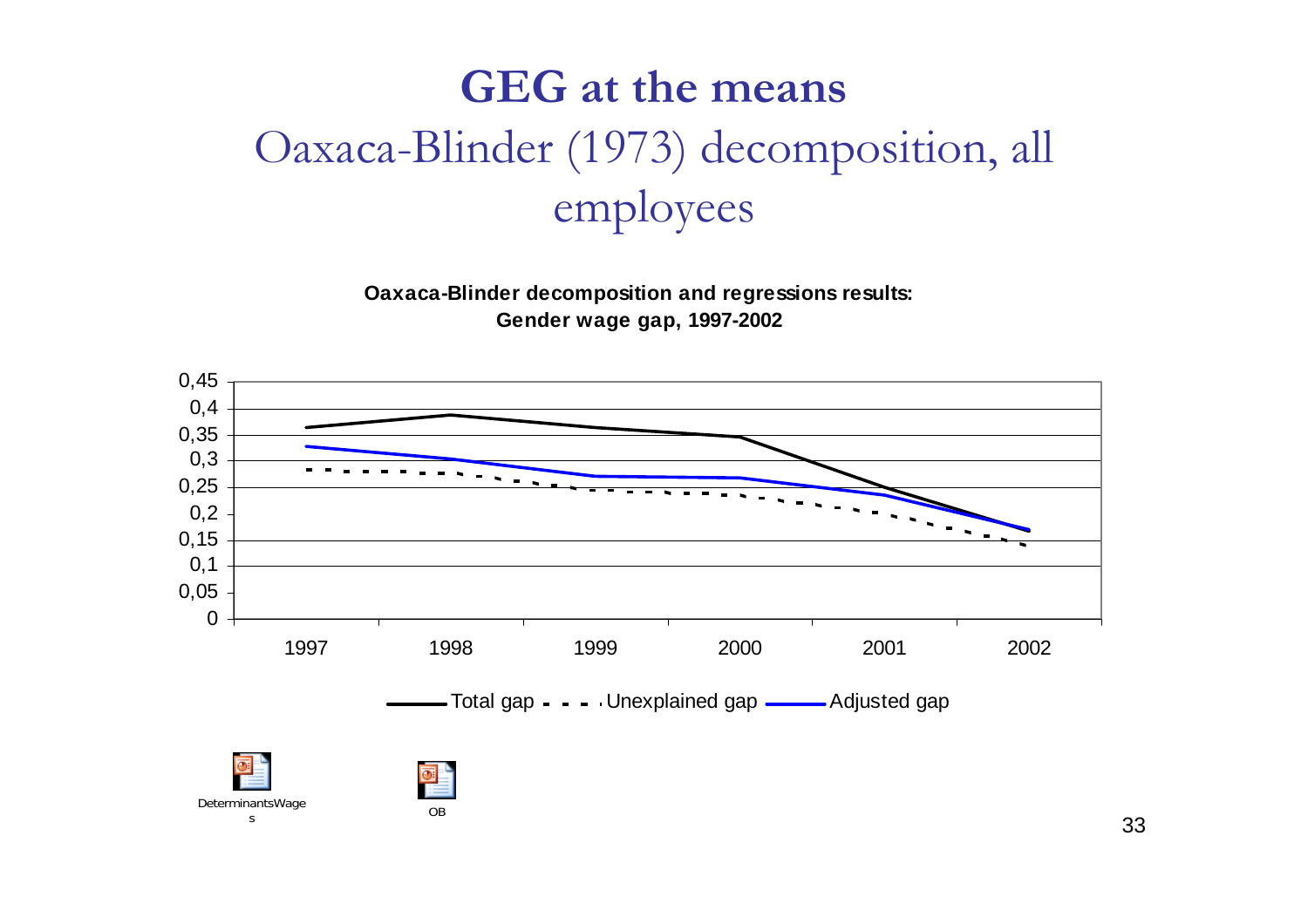# GEG at the means

## Oaxaca-Blinder (1973) decomposition, all employees

**Oaxaca-Blinder decomposition and regressions results:**
**Gender wage gap, 1997-2002**

0,45
0,4
0,35
0,3
0,25
0,2
0,15
0,1
0,05
0

1997 1998 1999 2000 2001 2002

Total gap
Unexplained gap
Adjusted gap

DeterminantsWages

OB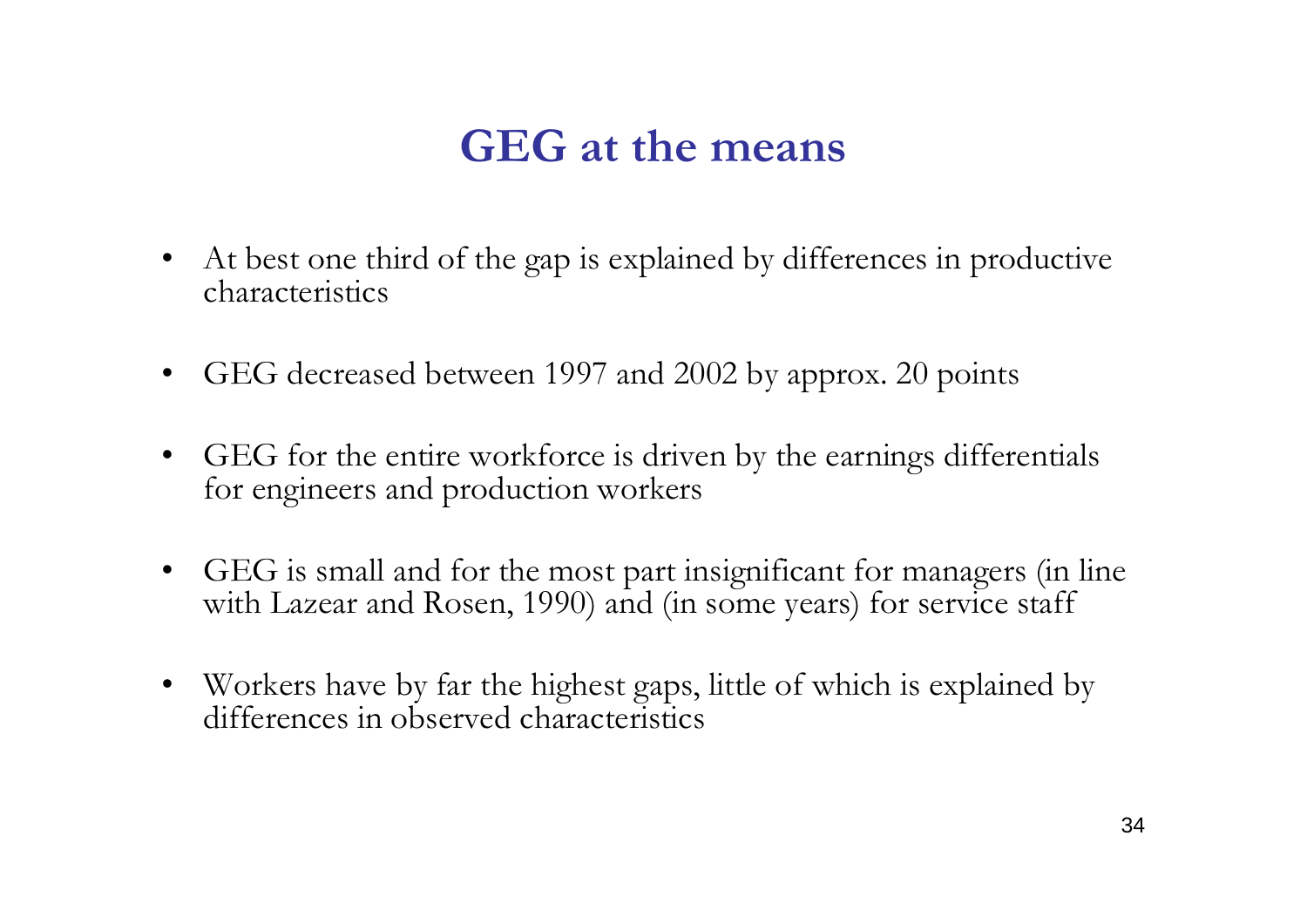# GEG at the means

- At best one third of the gap is explained by differences in productive characteristics
- GEG decreased between 1997 and 2002 by approx. 20 points
- GEG for the entire workforce is driven by the earnings differentials for engineers and production workers
- GEG is small and for the most part insignificant for managers (in line with Lazear and Rosen, 1990) and (in some years) for service staff
- Workers have by far the highest gaps, little of which is explained by differences in observed characteristics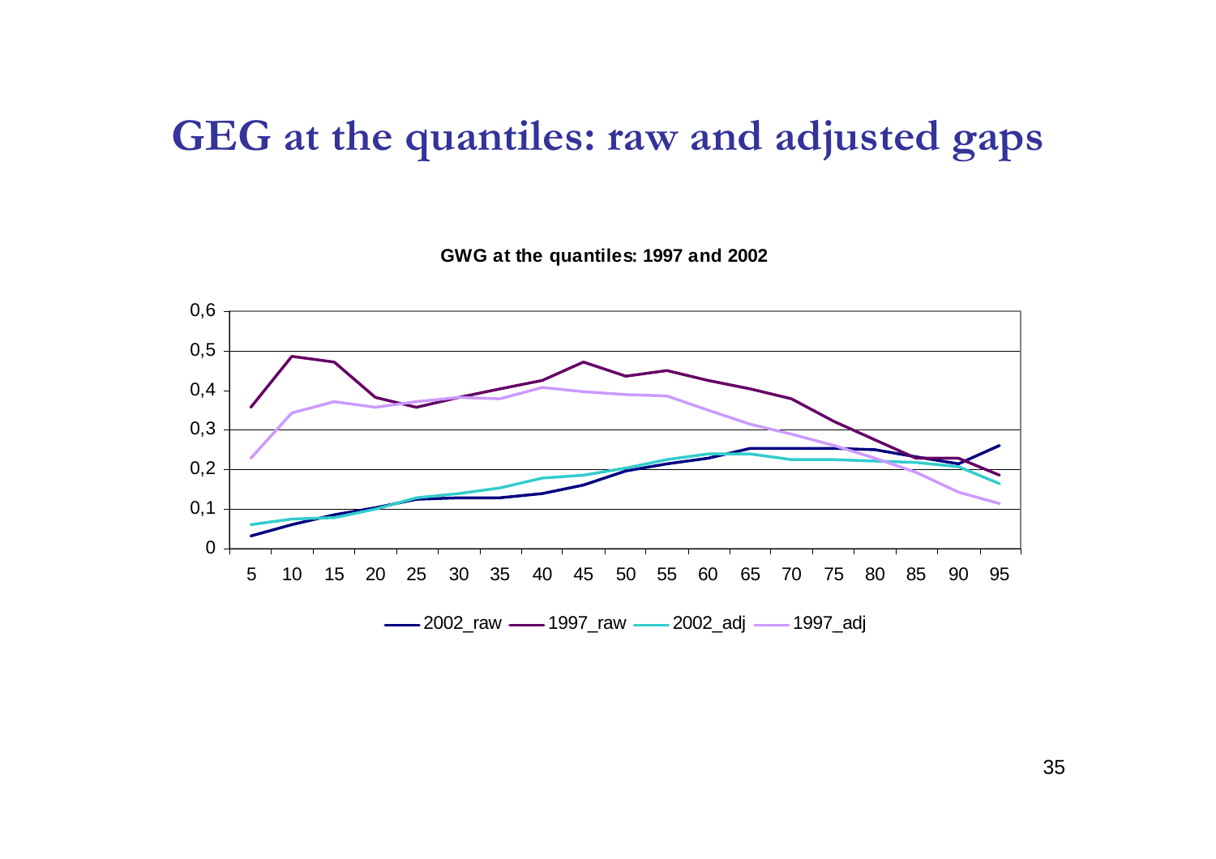# GEG at the quantiles: raw and adjusted gaps

GWG at the quantiles: 1997 and 2002

0,6
0,5
0,4
0,3
0,2
0,1
0

5 10 15 20 25 30 35 40 45 50 55 60 65 70 75 80 85 90 95

2002_raw 1997_raw 2002_adj 1997_adj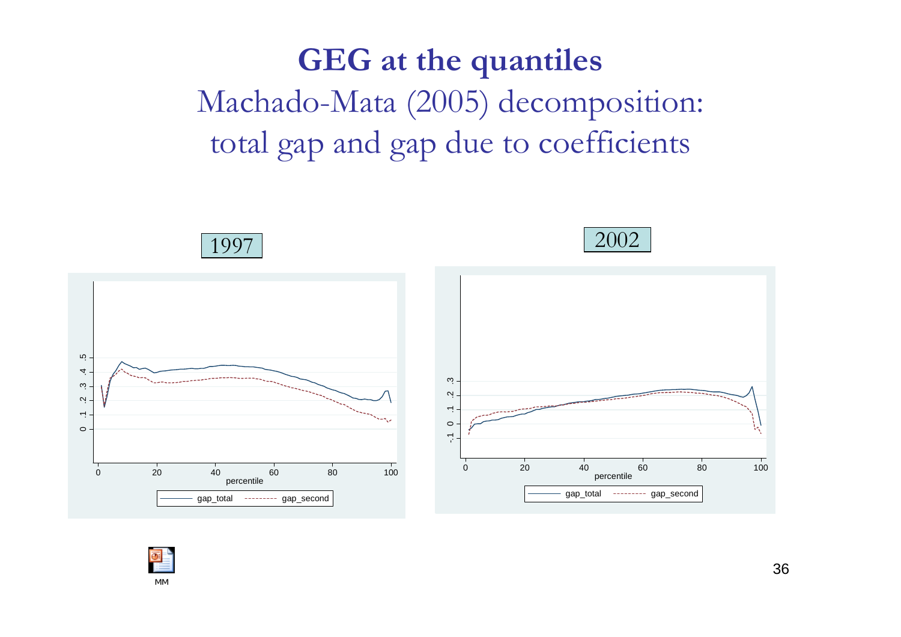# GEG at the quantiles

## Machado-Mata (2005) decomposition: total gap and gap due to coefficients

1997

0 .1 .2 .3 .4 .5

0 20 40 60 80 100

percentile

gap_total gap_second

2002

-.1 0 .1 .2 .3

0 20 40 60 80 100

percentile

gap_total gap_second

MM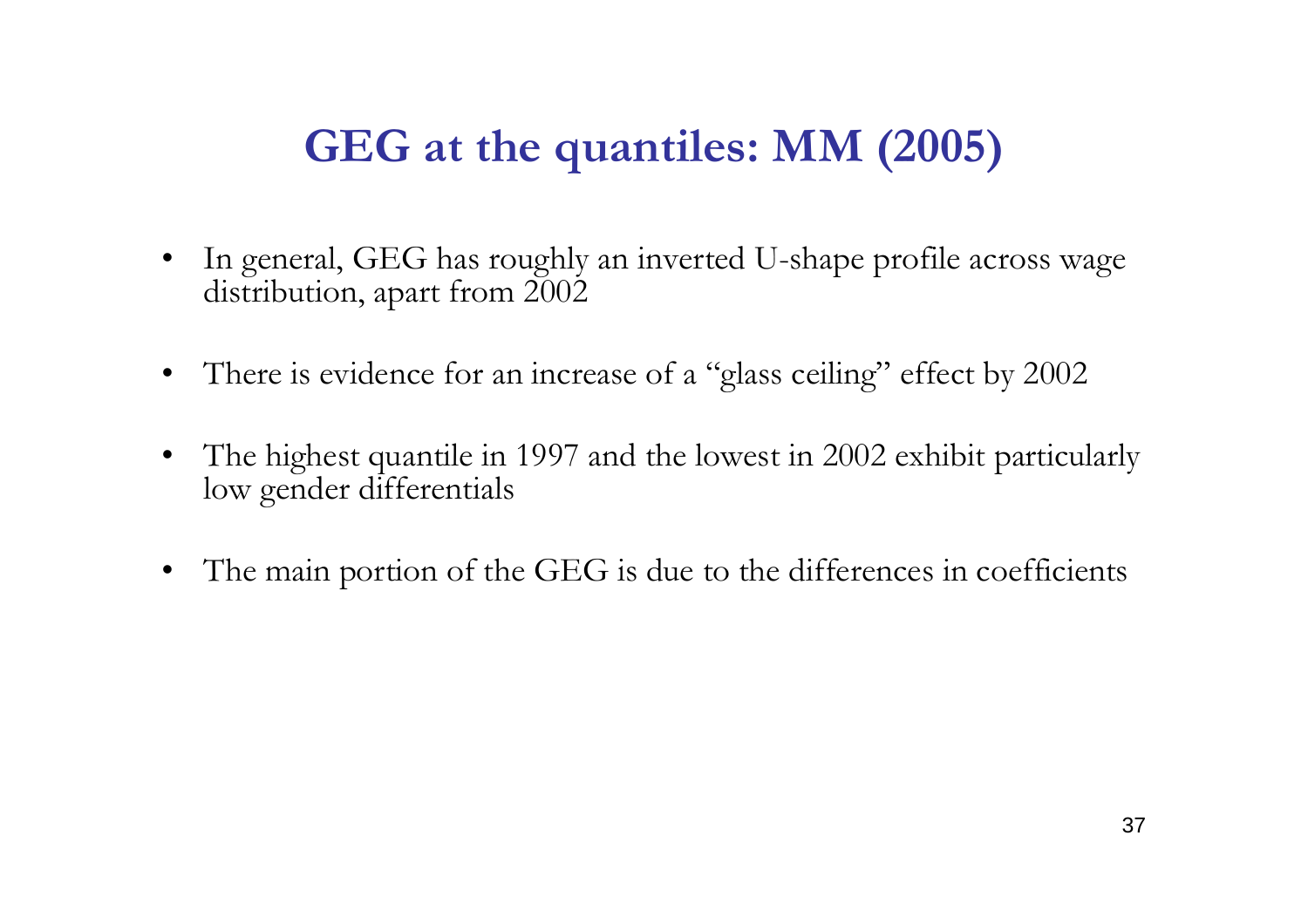# GEG at the quantiles: MM (2005)

- In general, GEG has roughly an inverted U-shape profile across wage distribution, apart from 2002
- There is evidence for an increase of a "glass ceiling" effect by 2002
- The highest quantile in 1997 and the lowest in 2002 exhibit particularly low gender differentials
- The main portion of the GEG is due to the differences in coefficients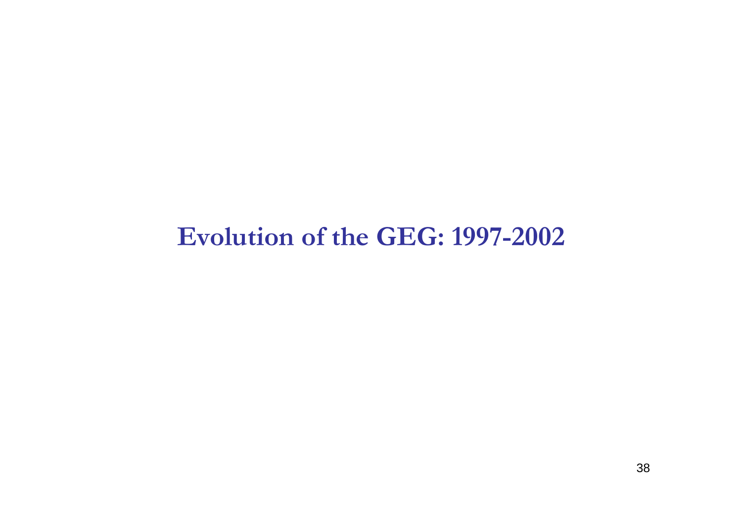# Evolution of the GEG: 1997-2002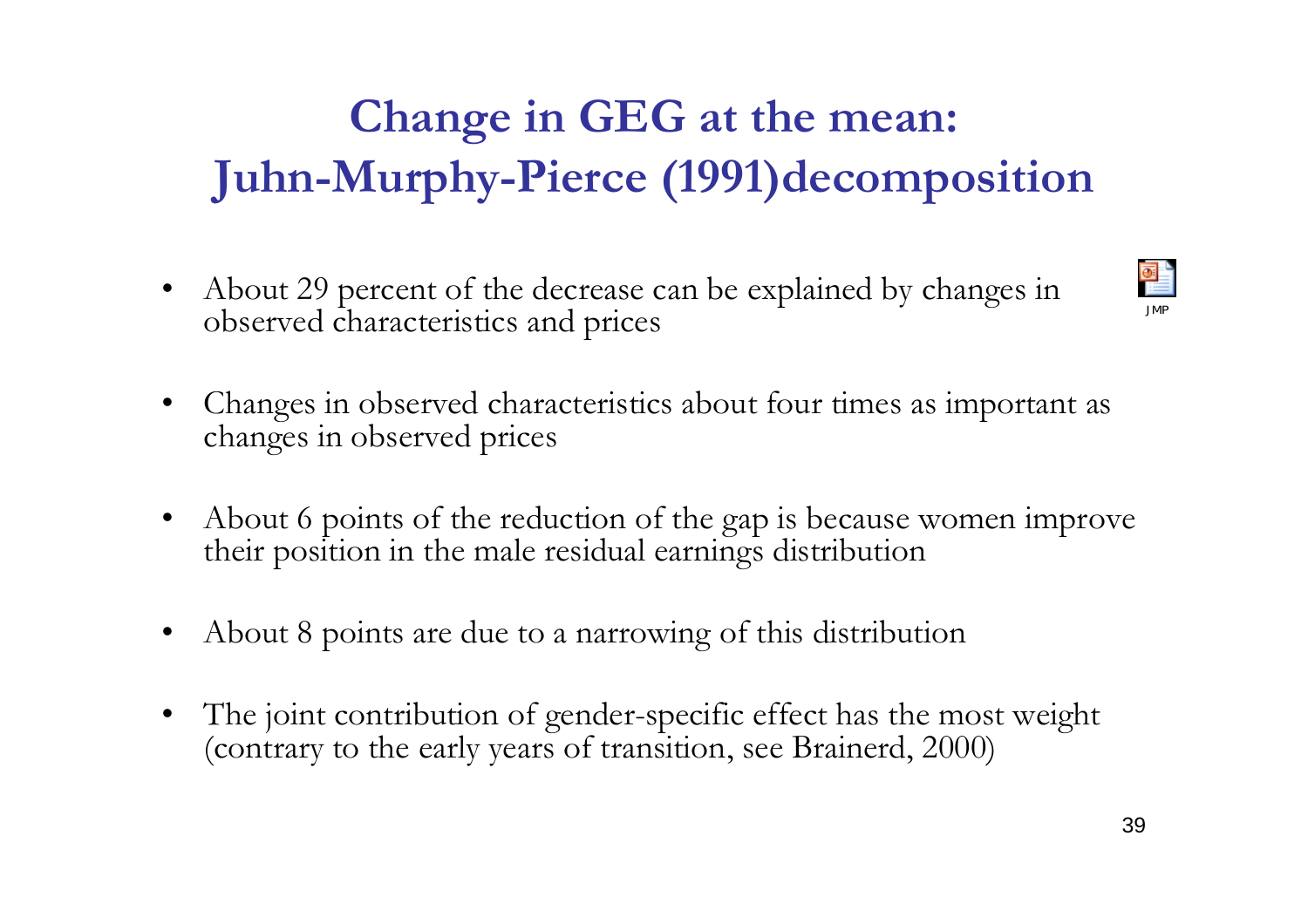# Change in GEG at the mean: Juhn-Murphy-Pierce (1991)decomposition

- About 29 percent of the decrease can be explained by changes in observed characteristics and prices

JMP

- Changes in observed characteristics about four times as important as changes in observed prices

- About 6 points of the reduction of the gap is because women improve their position in the male residual earnings distribution

- About 8 points are due to a narrowing of this distribution

- The joint contribution of gender-specific effect has the most weight (contrary to the early years of transition, see Brainerd, 2000)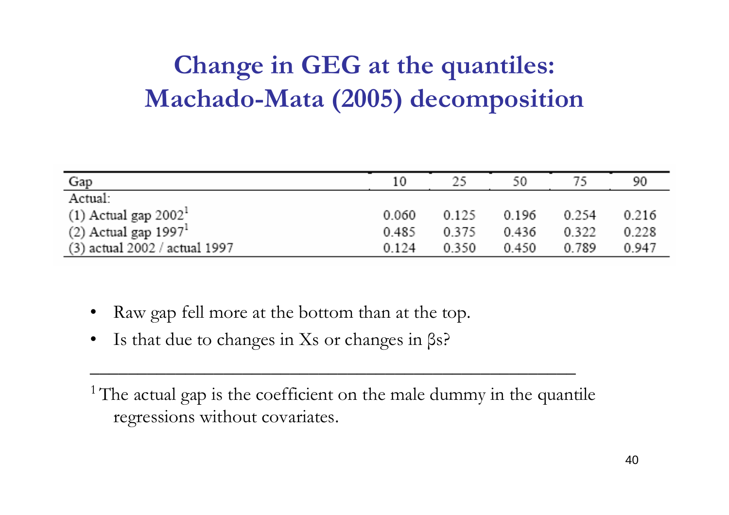# Change in GEG at the quantiles: Machado-Mata (2005) decomposition

| Gap | 10 | 25 | 50 | 75 | 90 |
|---|---|---|---|---|---|
| Actual: | | | | | |
| (1) Actual gap 2002[1] | 0.060 | 0.125 | 0.196 | 0.254 | 0.216 |
| (2) Actual gap 1997[1] | 0.485 | 0.375 | 0.436 | 0.322 | 0.228 |
| (3) actual 2002 / actual 1997 | 0.124 | 0.350 | 0.450 | 0.789 | 0.947 |

- Raw gap fell more at the bottom than at the top.
- Is that due to changes in Xs or changes in βs?

[1] The actual gap is the coefficient on the male dummy in the quantile regressions without covariates.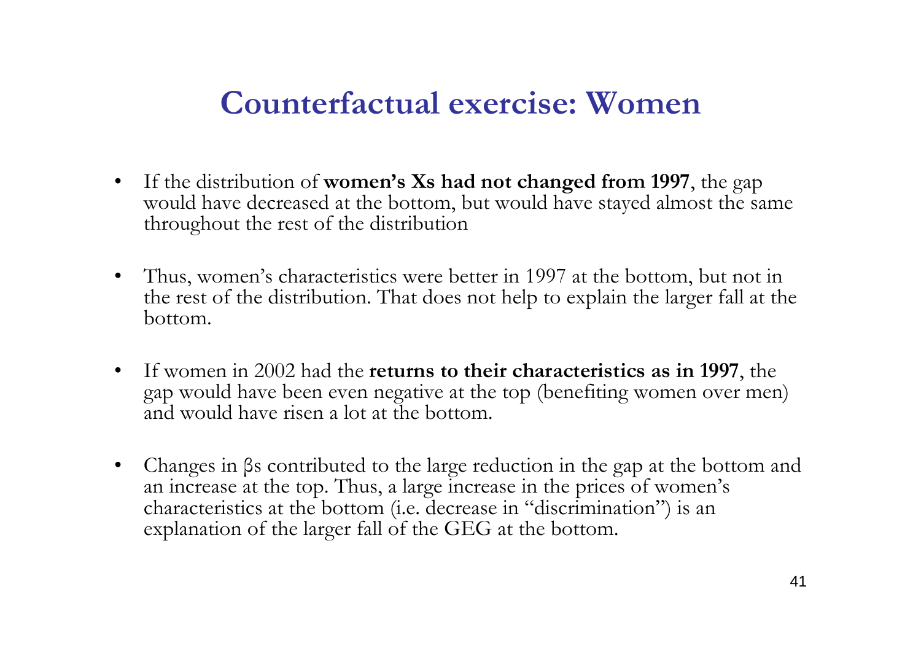# Counterfactual exercise: Women

- If the distribution of **women's Xs had not changed from 1997**, the gap would have decreased at the bottom, but would have stayed almost the same throughout the rest of the distribution

- Thus, women's characteristics were better in 1997 at the bottom, but not in the rest of the distribution. That does not help to explain the larger fall at the bottom.

- If women in 2002 had the **returns to their characteristics as in 1997**, the gap would have been even negative at the top (benefiting women over men) and would have risen a lot at the bottom.

- Changes in $\beta$s contributed to the large reduction in the gap at the bottom and an increase at the top. Thus, a large increase in the prices of women's characteristics at the bottom (i.e. decrease in "discrimination") is an explanation of the larger fall of the GEG at the bottom.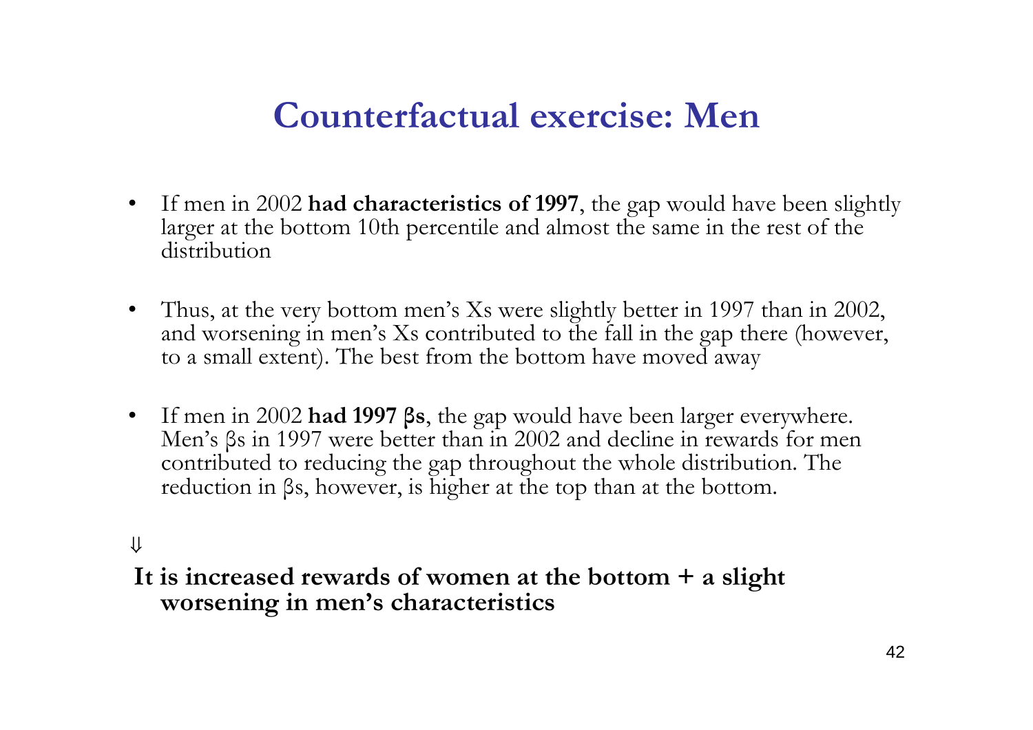# Counterfactual exercise: Men

- If men in 2002 **had characteristics of 1997**, the gap would have been slightly larger at the bottom 10th percentile and almost the same in the rest of the distribution

- Thus, at the very bottom men's Xs were slightly better in 1997 than in 2002, and worsening in men's Xs contributed to the fall in the gap there (however, to a small extent). The best from the bottom have moved away

- If men in 2002 **had 1997 βs**, the gap would have been larger everywhere. Men's βs in 1997 were better than in 2002 and decline in rewards for men contributed to reducing the gap throughout the whole distribution. The reduction in βs, however, is higher at the top than at the bottom.

⇓

**It is increased rewards of women at the bottom + a slight worsening in men's characteristics**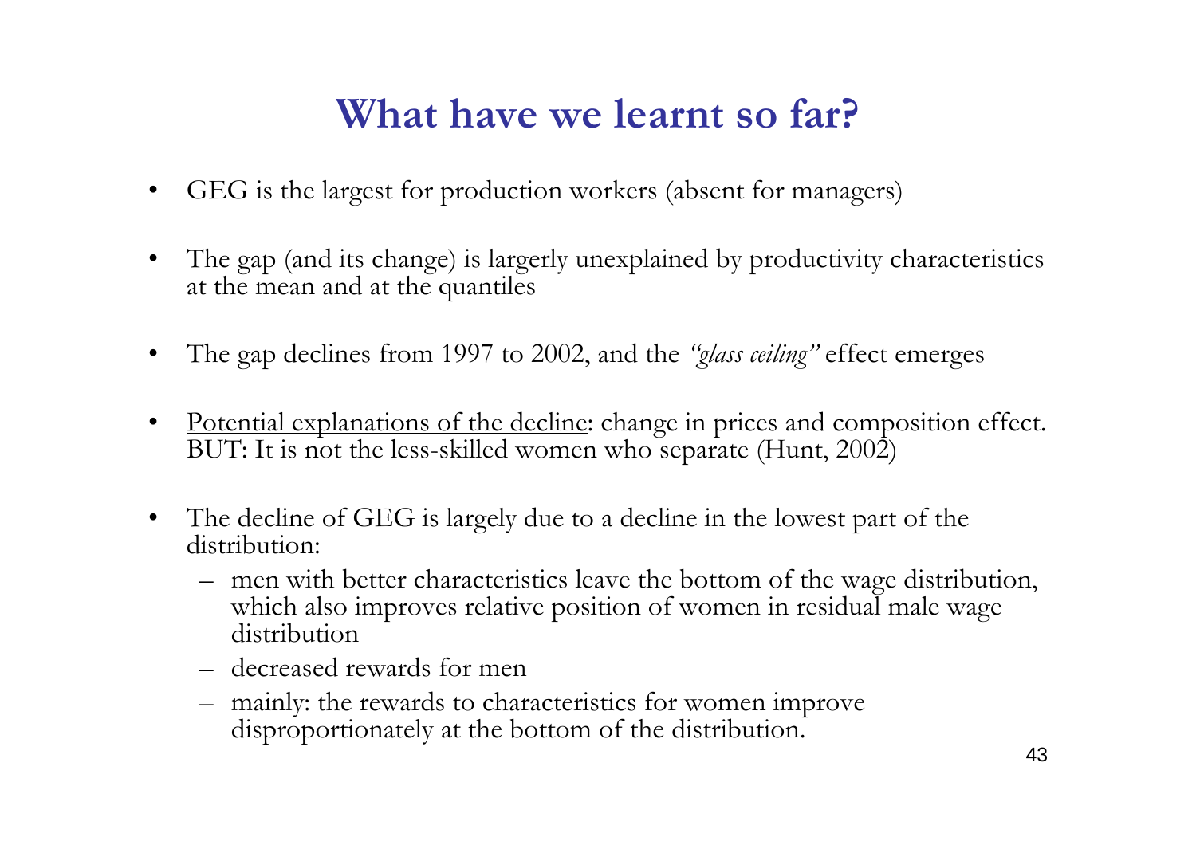# What have we learnt so far?

- GEG is the largest for production workers (absent for managers)
- The gap (and its change) is largerly unexplained by productivity characteristics at the mean and at the quantiles
- The gap declines from 1997 to 2002, and the *"glass ceiling"* effect emerges
- <u>Potential explanations of the decline</u>: change in prices and composition effect. BUT: It is not the less-skilled women who separate (Hunt, 2002)
- The decline of GEG is largely due to a decline in the lowest part of the distribution:
  - men with better characteristics leave the bottom of the wage distribution, which also improves relative position of women in residual male wage distribution
  - decreased rewards for men
  - mainly: the rewards to characteristics for women improve disproportionately at the bottom of the distribution.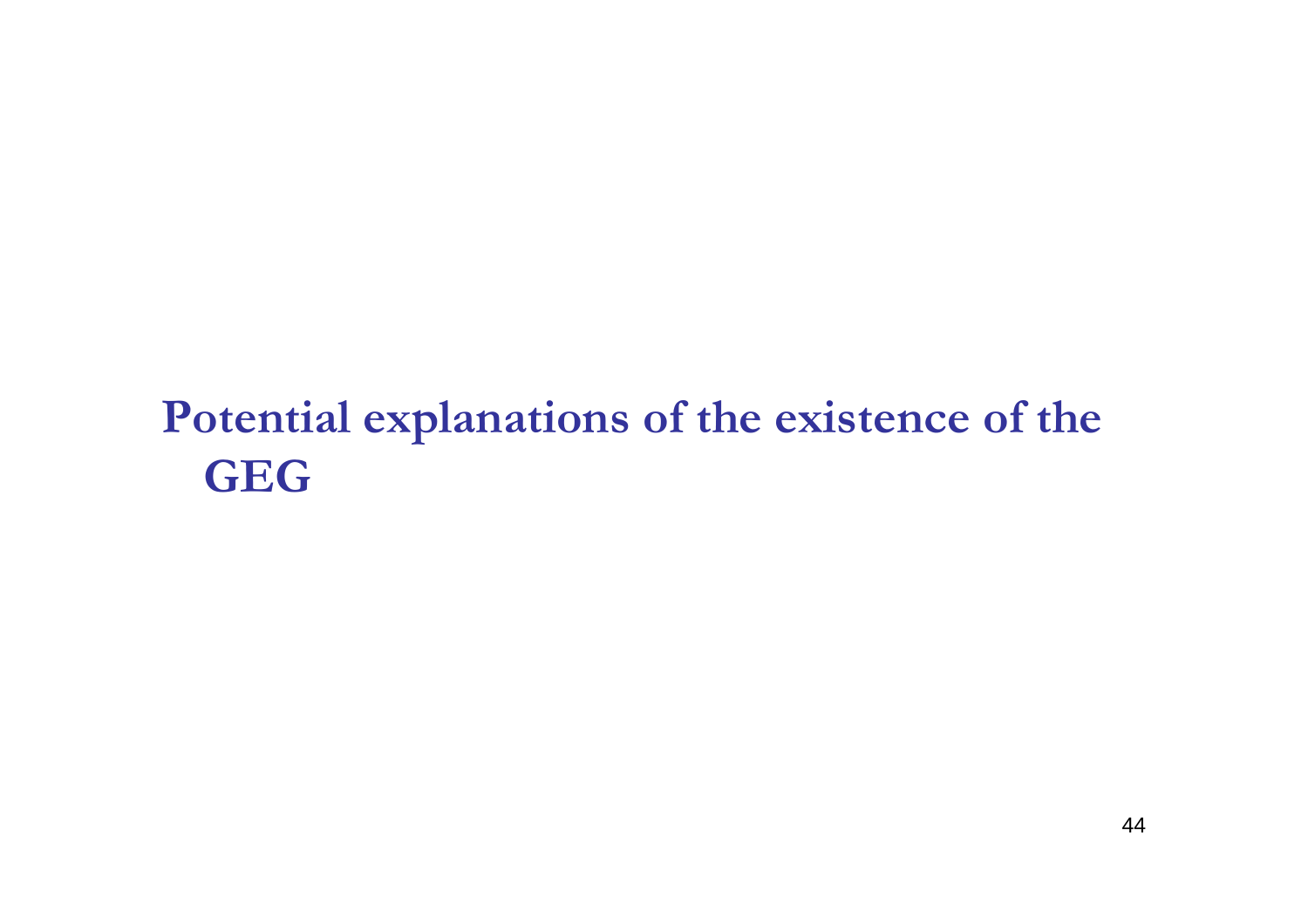# Potential explanations of the existence of the GEG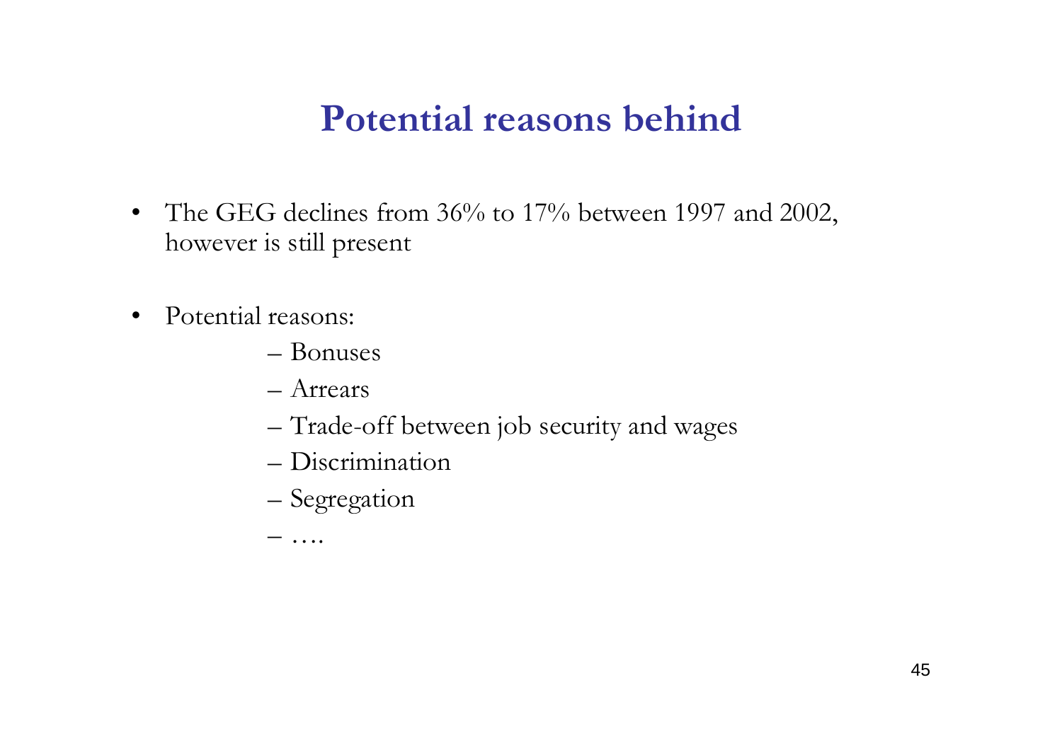# Potential reasons behind

- The GEG declines from 36% to 17% between 1997 and 2002, however is still present

- Potential reasons:
  - Bonuses
  - Arrears
  - Trade-off between job security and wages
  - Discrimination
  - Segregation
  - ….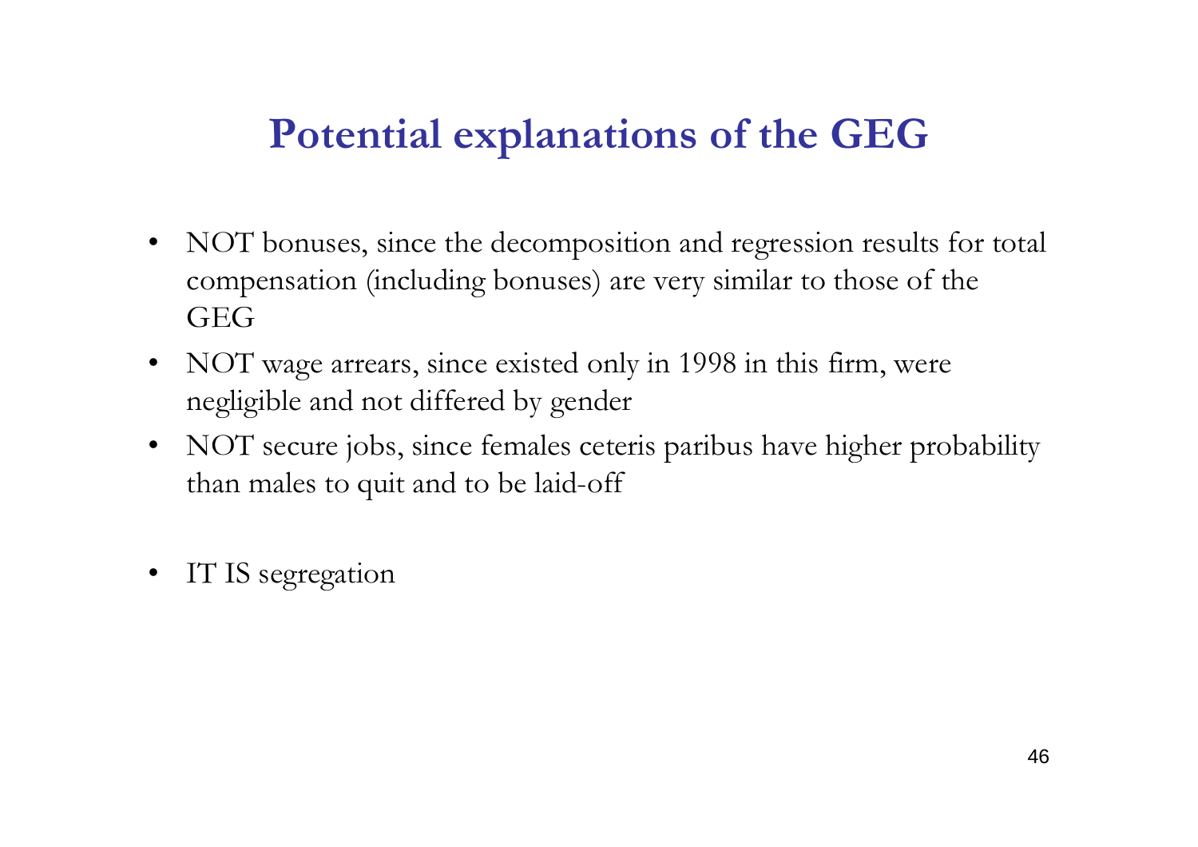# Potential explanations of the GEG

- NOT bonuses, since the decomposition and regression results for total compensation (including bonuses) are very similar to those of the GEG
- NOT wage arrears, since existed only in 1998 in this firm, were negligible and not differed by gender
- NOT secure jobs, since females ceteris paribus have higher probability than males to quit and to be laid-off

- IT IS segregation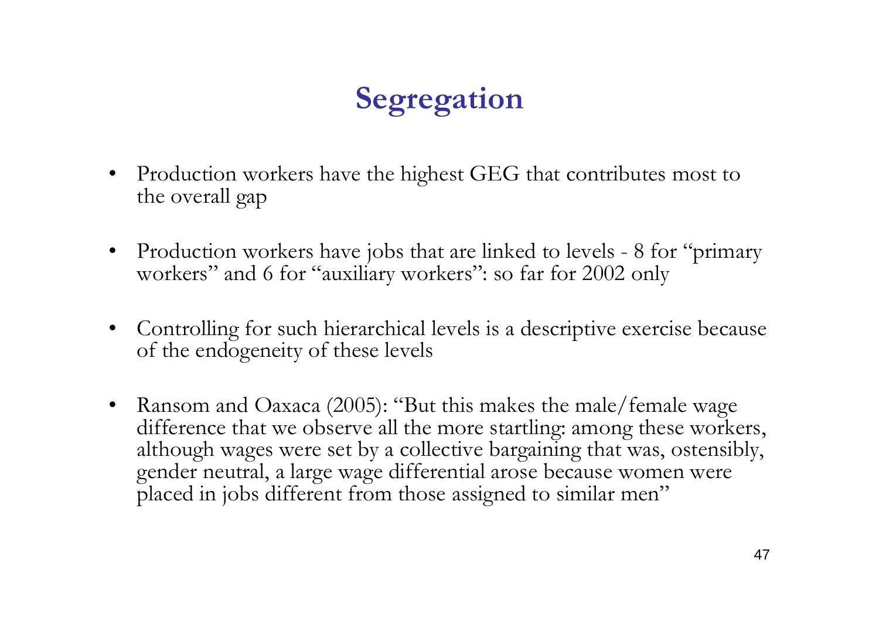# Segregation

- Production workers have the highest GEG that contributes most to the overall gap
- Production workers have jobs that are linked to levels - 8 for "primary workers" and 6 for "auxiliary workers": so far for 2002 only
- Controlling for such hierarchical levels is a descriptive exercise because of the endogeneity of these levels
- Ransom and Oaxaca (2005): "But this makes the male/female wage difference that we observe all the more startling: among these workers, although wages were set by a collective bargaining that was, ostensibly, gender neutral, a large wage differential arose because women were placed in jobs different from those assigned to similar men"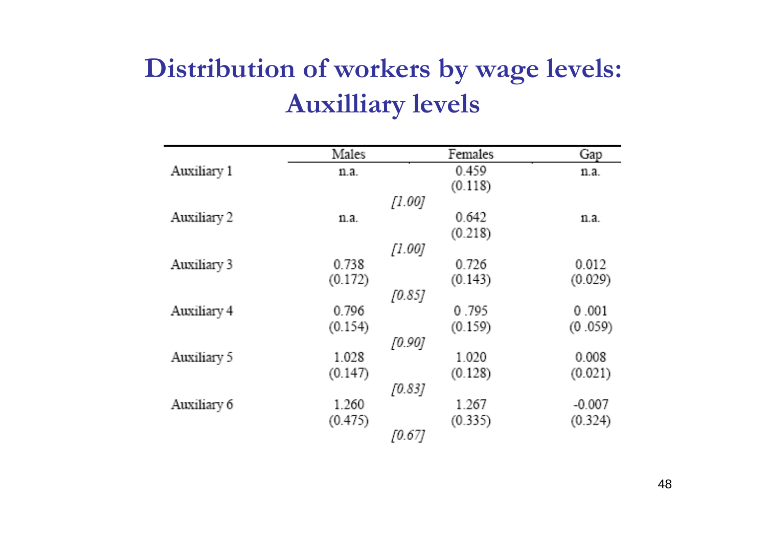# Distribution of workers by wage levels: Auxilliary levels

| | Males | | Females | Gap |
|---|---|---|---|---|
| Auxiliary 1 | n.a. | | 0.459 | n.a. |
| | | | (0.118) | |
| | | *[1.00]* | | |
| Auxiliary 2 | n.a. | | 0.642 | n.a. |
| | | | (0.218) | |
| | | *[1.00]* | | |
| Auxiliary 3 | 0.738 | | 0.726 | 0.012 |
| | (0.172) | | (0.143) | (0.029) |
| | | *[0.85]* | | |
| Auxiliary 4 | 0.796 | | 0 .795 | 0 .001 |
| | (0.154) | | (0.159) | (0 .059) |
| | | *[0.90]* | | |
| Auxiliary 5 | 1.028 | | 1.020 | 0.008 |
| | (0.147) | | (0.128) | (0.021) |
| | | *[0.83]* | | |
| Auxiliary 6 | 1.260 | | 1.267 | -0.007 |
| | (0.475) | | (0.335) | (0.324) |
| | | *[0.67]* | | |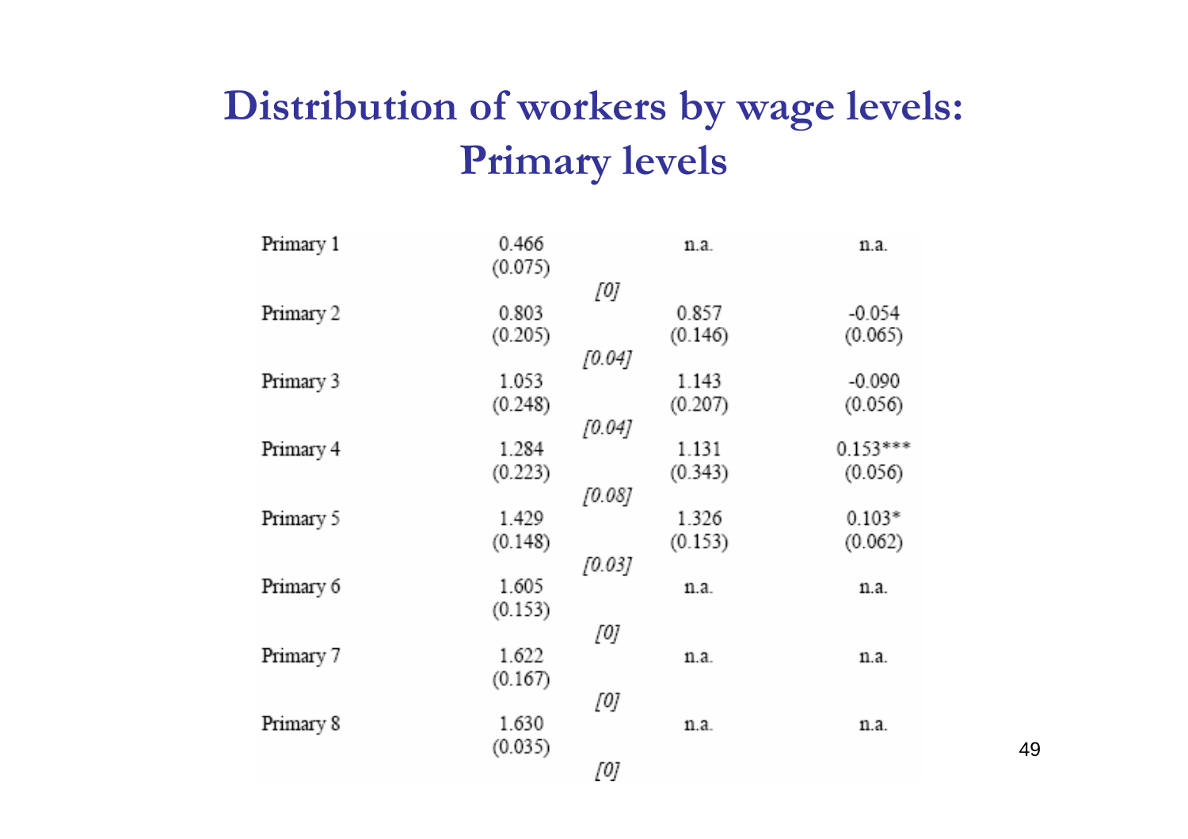# Distribution of workers by wage levels: Primary levels

| | | | | |
|---|---|---|---|---|
| Primary 1 | 0.466 | | n.a. | n.a. |
| | (0.075) | | | |
| | | [0] | | |
| Primary 2 | 0.803 | | 0.857 | -0.054 |
| | (0.205) | | (0.146) | (0.065) |
| | | [0.04] | | |
| Primary 3 | 1.053 | | 1.143 | -0.090 |
| | (0.248) | | (0.207) | (0.056) |
| | | [0.04] | | |
| Primary 4 | 1.284 | | 1.131 | 0.153*** |
| | (0.223) | | (0.343) | (0.056) |
| | | [0.08] | | |
| Primary 5 | 1.429 | | 1.326 | 0.103* |
| | (0.148) | | (0.153) | (0.062) |
| | | [0.03] | | |
| Primary 6 | 1.605 | | n.a. | n.a. |
| | (0.153) | | | |
| | | [0] | | |
| Primary 7 | 1.622 | | n.a. | n.a. |
| | (0.167) | | | |
| | | [0] | | |
| Primary 8 | 1.630 | | n.a. | n.a. |
| | (0.035) | | | |
| | | [0] | | |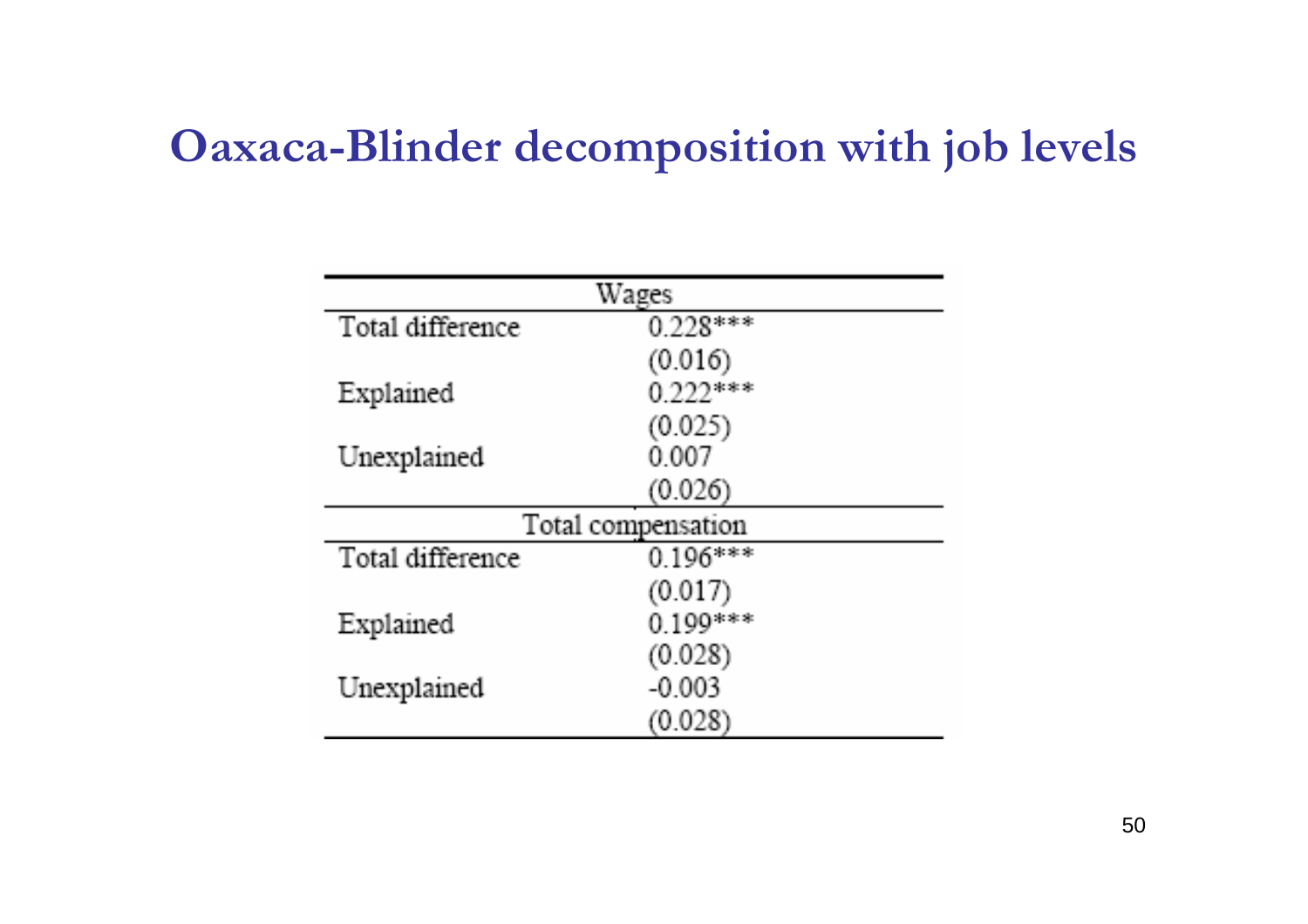# Oaxaca-Blinder decomposition with job levels

| | |
|---|---|
| **Wages** | |
| Total difference | 0.228*** |
| | (0.016) |
| Explained | 0.222*** |
| | (0.025) |
| Unexplained | 0.007 |
| | (0.026) |
| **Total compensation** | |
| Total difference | 0.196*** |
| | (0.017) |
| Explained | 0.199*** |
| | (0.028) |
| Unexplained | -0.003 |
| | (0.028) |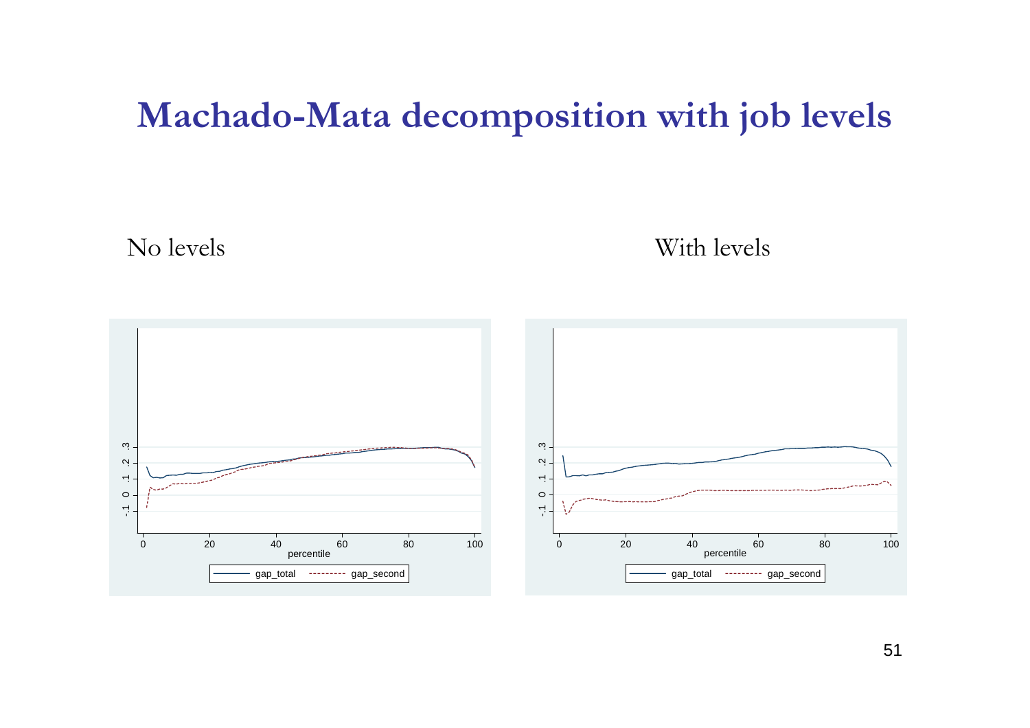# Machado-Mata decomposition with job levels

No levels

With levels

-.1 0 .1 .2 .3

0 20 40 60 80 100

percentile

gap_total gap_second

-.1 0 .1 .2 .3

0 20 40 60 80 100

percentile

gap_total gap_second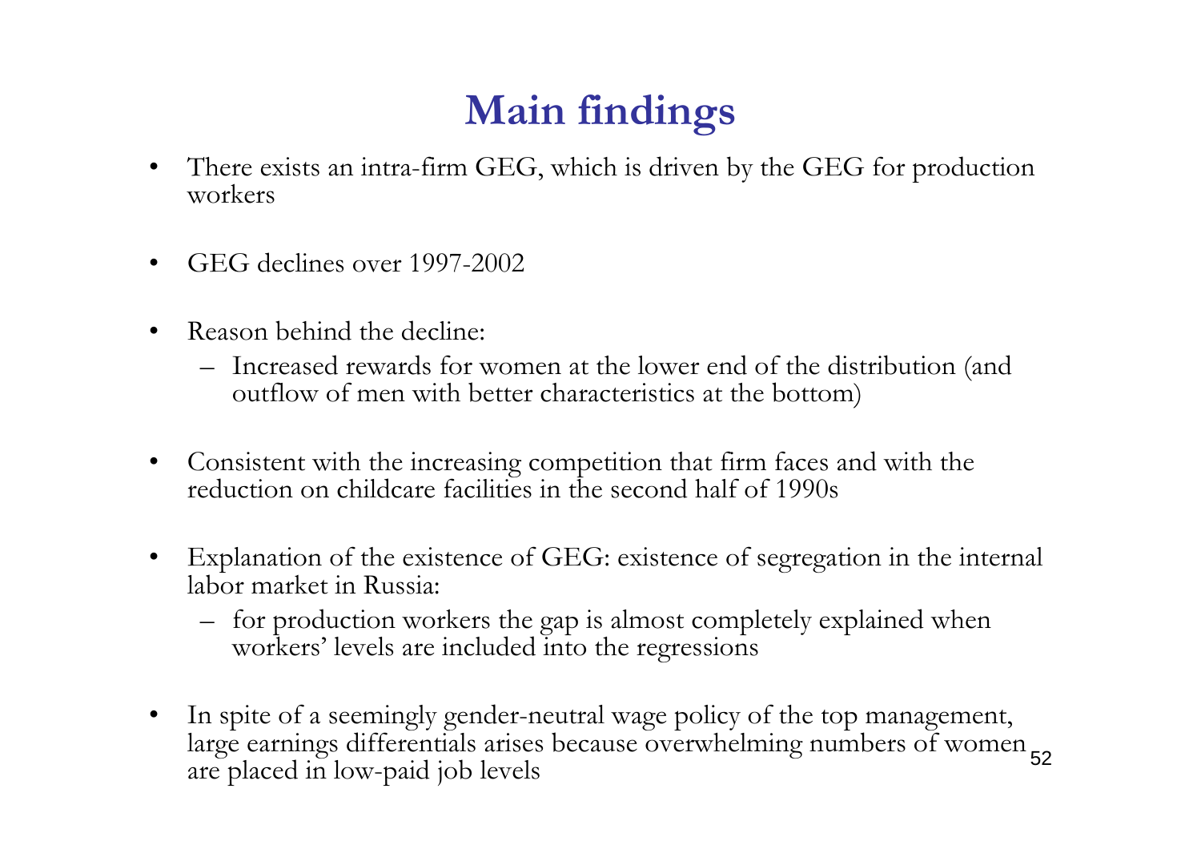# Main findings

- There exists an intra-firm GEG, which is driven by the GEG for production workers
- GEG declines over 1997-2002
- Reason behind the decline:
  - Increased rewards for women at the lower end of the distribution (and outflow of men with better characteristics at the bottom)
- Consistent with the increasing competition that firm faces and with the reduction on childcare facilities in the second half of 1990s
- Explanation of the existence of GEG: existence of segregation in the internal labor market in Russia:
  - for production workers the gap is almost completely explained when workers' levels are included into the regressions
- In spite of a seemingly gender-neutral wage policy of the top management, large earnings differentials arises because overwhelming numbers of women are placed in low-paid job levels